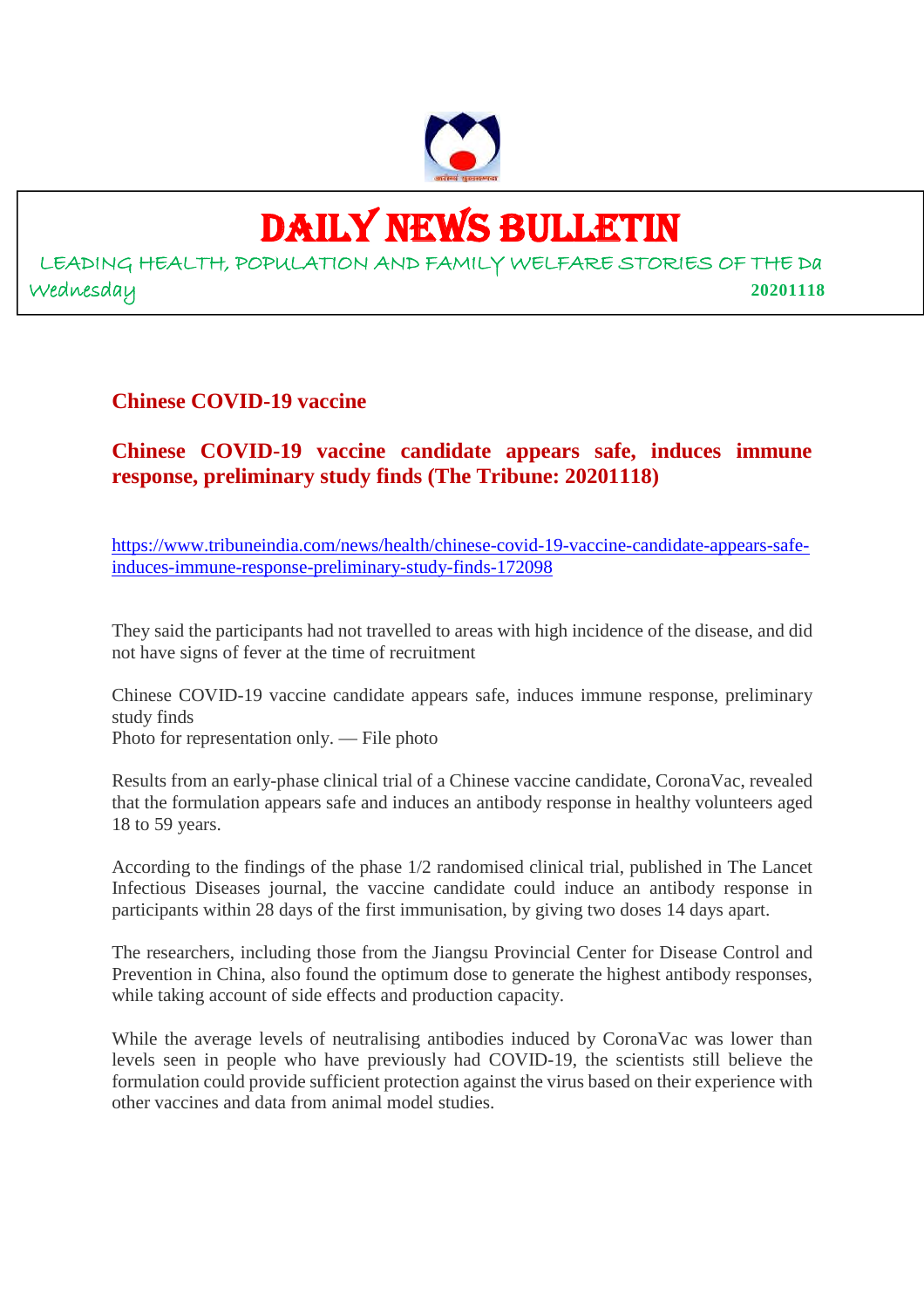# DAILY NEWS BULLETIN

LEADING HEALTH, POPULATION AND FAMILY WELFARE STORIES OF THE Da

Wednesday **20201118**

## Chinese COVID-19 vaccine

## Chinese COVID-19 vaccine candidate appears safe, induces immune response, preliminary study finds (The Tribune: 20201118)

https://www.tribuneindia.com/news/health/chinese-covid-19-vaccine-candidate-appears-safe-induces-immune-response-preliminary-study-finds-172098

They said the participants had not travelled to areas with high incidence of the disease, and did not have signs of fever at the time of recruitment

Chinese COVID-19 vaccine candidate appears safe, induces immune response, preliminary study finds
Photo for representation only. — File photo

Results from an early-phase clinical trial of a Chinese vaccine candidate, CoronaVac, revealed that the formulation appears safe and induces an antibody response in healthy volunteers aged 18 to 59 years.

According to the findings of the phase 1/2 randomised clinical trial, published in The Lancet Infectious Diseases journal, the vaccine candidate could induce an antibody response in participants within 28 days of the first immunisation, by giving two doses 14 days apart.

The researchers, including those from the Jiangsu Provincial Center for Disease Control and Prevention in China, also found the optimum dose to generate the highest antibody responses, while taking account of side effects and production capacity.

While the average levels of neutralising antibodies induced by CoronaVac was lower than levels seen in people who have previously had COVID-19, the scientists still believe the formulation could provide sufficient protection against the virus based on their experience with other vaccines and data from animal model studies.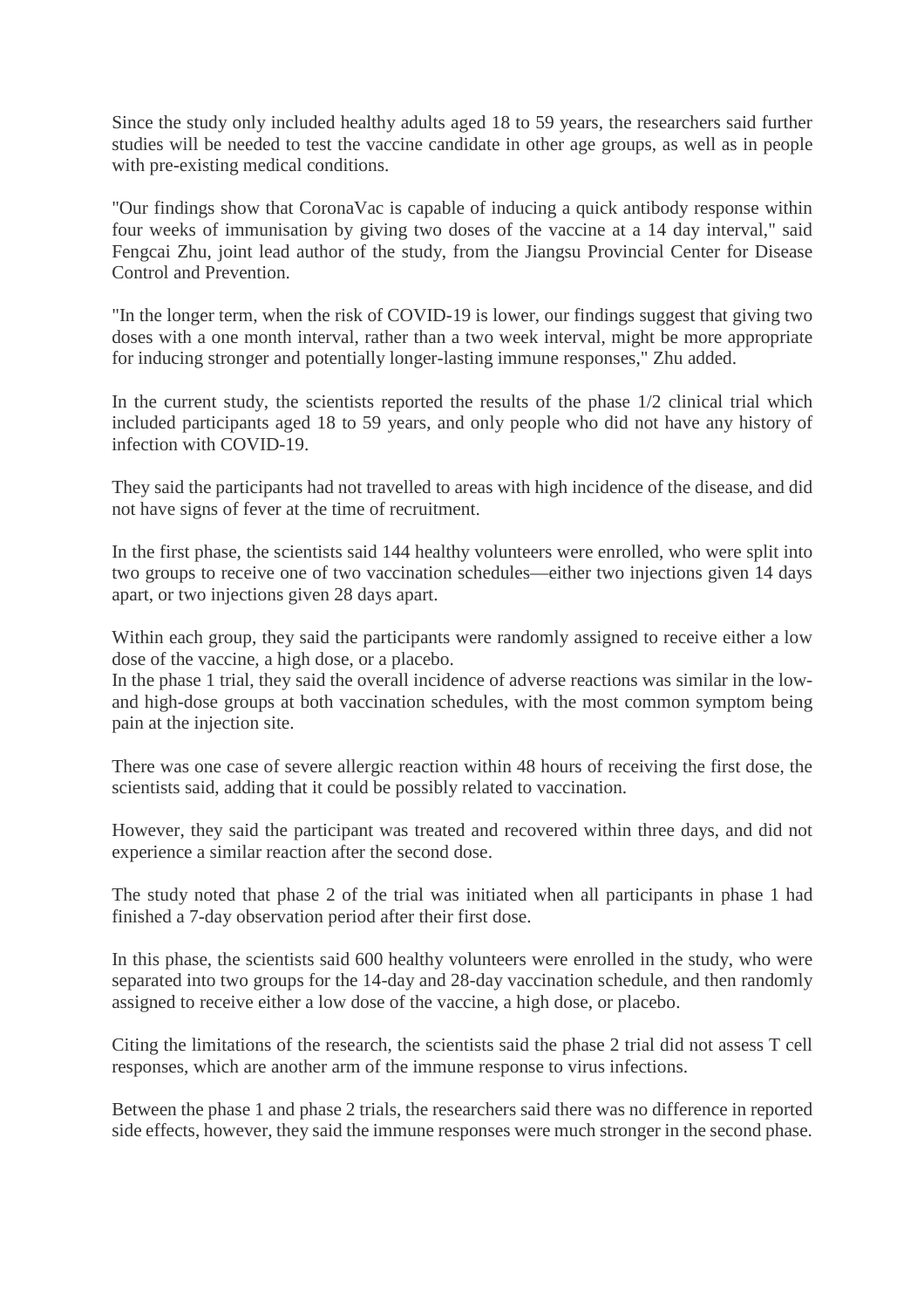Since the study only included healthy adults aged 18 to 59 years, the researchers said further studies will be needed to test the vaccine candidate in other age groups, as well as in people with pre-existing medical conditions.

"Our findings show that CoronaVac is capable of inducing a quick antibody response within four weeks of immunisation by giving two doses of the vaccine at a 14 day interval," said Fengcai Zhu, joint lead author of the study, from the Jiangsu Provincial Center for Disease Control and Prevention.

"In the longer term, when the risk of COVID-19 is lower, our findings suggest that giving two doses with a one month interval, rather than a two week interval, might be more appropriate for inducing stronger and potentially longer-lasting immune responses," Zhu added.

In the current study, the scientists reported the results of the phase 1/2 clinical trial which included participants aged 18 to 59 years, and only people who did not have any history of infection with COVID-19.

They said the participants had not travelled to areas with high incidence of the disease, and did not have signs of fever at the time of recruitment.

In the first phase, the scientists said 144 healthy volunteers were enrolled, who were split into two groups to receive one of two vaccination schedules—either two injections given 14 days apart, or two injections given 28 days apart.

Within each group, they said the participants were randomly assigned to receive either a low dose of the vaccine, a high dose, or a placebo.
In the phase 1 trial, they said the overall incidence of adverse reactions was similar in the low- and high-dose groups at both vaccination schedules, with the most common symptom being pain at the injection site.

There was one case of severe allergic reaction within 48 hours of receiving the first dose, the scientists said, adding that it could be possibly related to vaccination.

However, they said the participant was treated and recovered within three days, and did not experience a similar reaction after the second dose.

The study noted that phase 2 of the trial was initiated when all participants in phase 1 had finished a 7-day observation period after their first dose.

In this phase, the scientists said 600 healthy volunteers were enrolled in the study, who were separated into two groups for the 14-day and 28-day vaccination schedule, and then randomly assigned to receive either a low dose of the vaccine, a high dose, or placebo.

Citing the limitations of the research, the scientists said the phase 2 trial did not assess T cell responses, which are another arm of the immune response to virus infections.

Between the phase 1 and phase 2 trials, the researchers said there was no difference in reported side effects, however, they said the immune responses were much stronger in the second phase.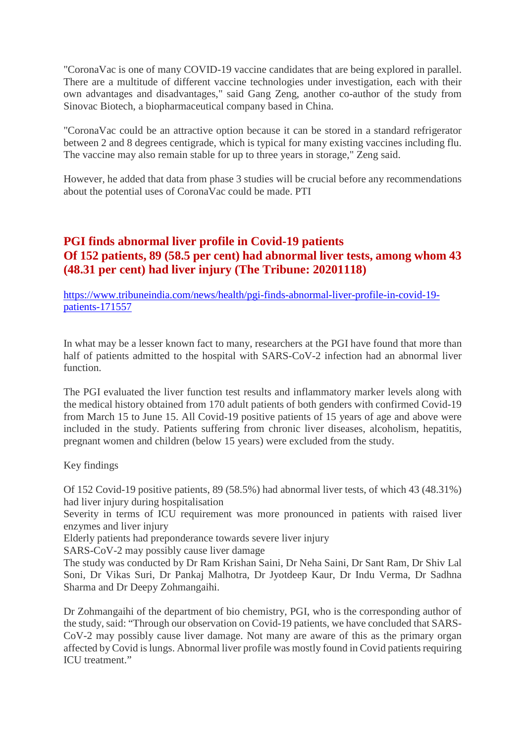"CoronaVac is one of many COVID-19 vaccine candidates that are being explored in parallel. There are a multitude of different vaccine technologies under investigation, each with their own advantages and disadvantages," said Gang Zeng, another co-author of the study from Sinovac Biotech, a biopharmaceutical company based in China.

"CoronaVac could be an attractive option because it can be stored in a standard refrigerator between 2 and 8 degrees centigrade, which is typical for many existing vaccines including flu. The vaccine may also remain stable for up to three years in storage," Zeng said.

However, he added that data from phase 3 studies will be crucial before any recommendations about the potential uses of CoronaVac could be made. PTI

## PGI finds abnormal liver profile in Covid-19 patients
## Of 152 patients, 89 (58.5 per cent) had abnormal liver tests, among whom 43 (48.31 per cent) had liver injury (The Tribune: 20201118)

https://www.tribuneindia.com/news/health/pgi-finds-abnormal-liver-profile-in-covid-19-patients-171557

In what may be a lesser known fact to many, researchers at the PGI have found that more than half of patients admitted to the hospital with SARS-CoV-2 infection had an abnormal liver function.

The PGI evaluated the liver function test results and inflammatory marker levels along with the medical history obtained from 170 adult patients of both genders with confirmed Covid-19 from March 15 to June 15. All Covid-19 positive patients of 15 years of age and above were included in the study. Patients suffering from chronic liver diseases, alcoholism, hepatitis, pregnant women and children (below 15 years) were excluded from the study.

Key findings

Of 152 Covid-19 positive patients, 89 (58.5%) had abnormal liver tests, of which 43 (48.31%) had liver injury during hospitalisation
Severity in terms of ICU requirement was more pronounced in patients with raised liver enzymes and liver injury
Elderly patients had preponderance towards severe liver injury
SARS-CoV-2 may possibly cause liver damage
The study was conducted by Dr Ram Krishan Saini, Dr Neha Saini, Dr Sant Ram, Dr Shiv Lal Soni, Dr Vikas Suri, Dr Pankaj Malhotra, Dr Jyotdeep Kaur, Dr Indu Verma, Dr Sadhna Sharma and Dr Deepy Zohmangaihi.

Dr Zohmangaihi of the department of bio chemistry, PGI, who is the corresponding author of the study, said: "Through our observation on Covid-19 patients, we have concluded that SARS-CoV-2 may possibly cause liver damage. Not many are aware of this as the primary organ affected by Covid is lungs. Abnormal liver profile was mostly found in Covid patients requiring ICU treatment."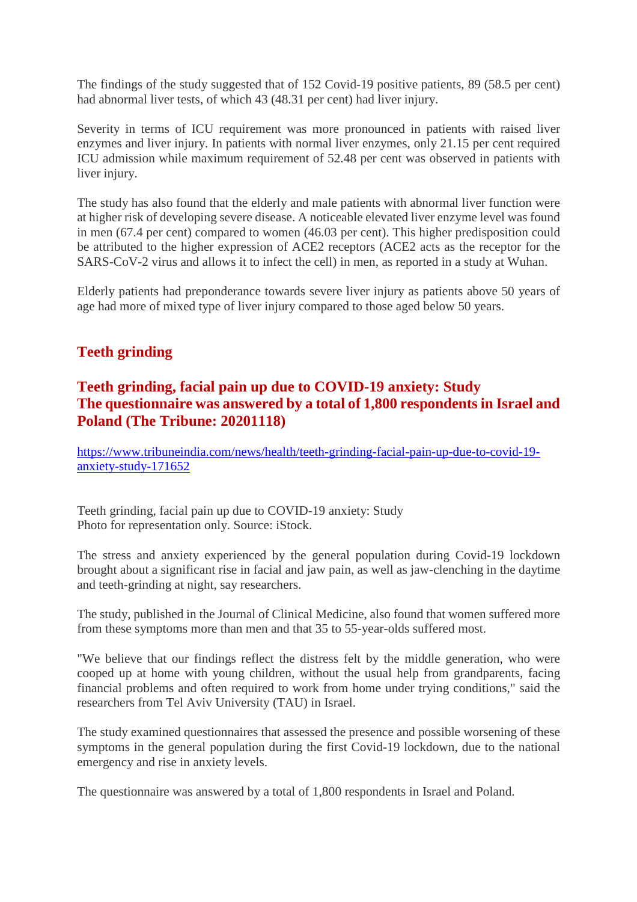The findings of the study suggested that of 152 Covid-19 positive patients, 89 (58.5 per cent) had abnormal liver tests, of which 43 (48.31 per cent) had liver injury.

Severity in terms of ICU requirement was more pronounced in patients with raised liver enzymes and liver injury. In patients with normal liver enzymes, only 21.15 per cent required ICU admission while maximum requirement of 52.48 per cent was observed in patients with liver injury.

The study has also found that the elderly and male patients with abnormal liver function were at higher risk of developing severe disease. A noticeable elevated liver enzyme level was found in men (67.4 per cent) compared to women (46.03 per cent). This higher predisposition could be attributed to the higher expression of ACE2 receptors (ACE2 acts as the receptor for the SARS-CoV-2 virus and allows it to infect the cell) in men, as reported in a study at Wuhan.

Elderly patients had preponderance towards severe liver injury as patients above 50 years of age had more of mixed type of liver injury compared to those aged below 50 years.

## Teeth grinding

### Teeth grinding, facial pain up due to COVID-19 anxiety: Study
### The questionnaire was answered by a total of 1,800 respondents in Israel and Poland (The Tribune: 20201118)

https://www.tribuneindia.com/news/health/teeth-grinding-facial-pain-up-due-to-covid-19-anxiety-study-171652

Teeth grinding, facial pain up due to COVID-19 anxiety: Study
Photo for representation only. Source: iStock.

The stress and anxiety experienced by the general population during Covid-19 lockdown brought about a significant rise in facial and jaw pain, as well as jaw-clenching in the daytime and teeth-grinding at night, say researchers.

The study, published in the Journal of Clinical Medicine, also found that women suffered more from these symptoms more than men and that 35 to 55-year-olds suffered most.

"We believe that our findings reflect the distress felt by the middle generation, who were cooped up at home with young children, without the usual help from grandparents, facing financial problems and often required to work from home under trying conditions," said the researchers from Tel Aviv University (TAU) in Israel.

The study examined questionnaires that assessed the presence and possible worsening of these symptoms in the general population during the first Covid-19 lockdown, due to the national emergency and rise in anxiety levels.

The questionnaire was answered by a total of 1,800 respondents in Israel and Poland.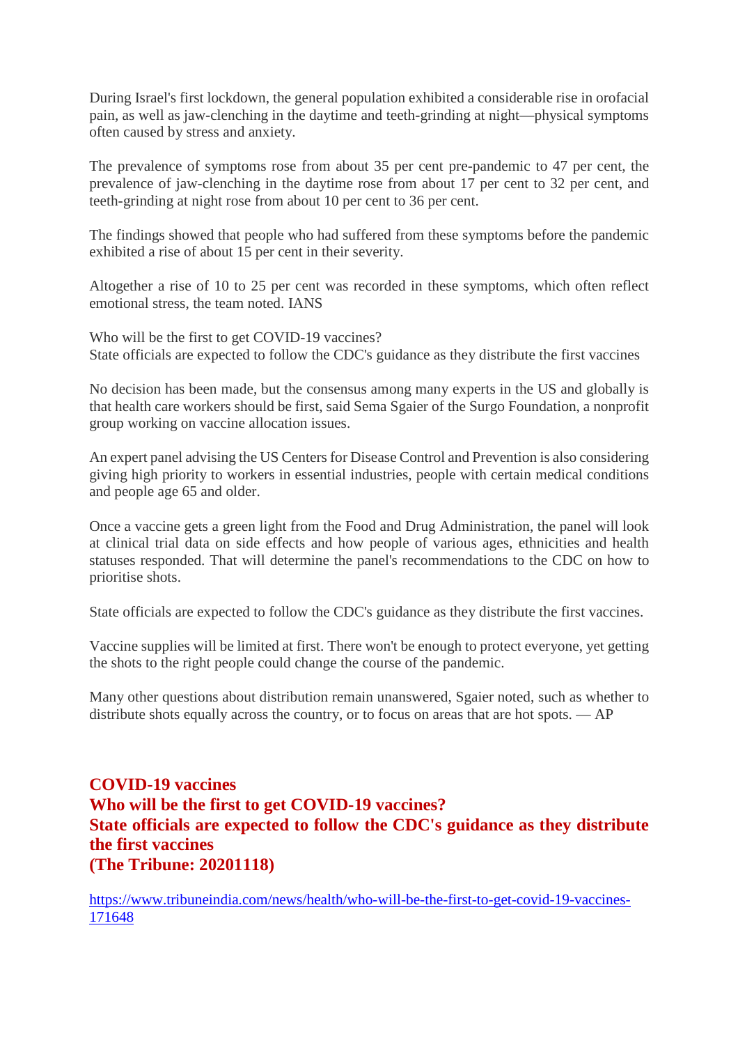During Israel's first lockdown, the general population exhibited a considerable rise in orofacial pain, as well as jaw-clenching in the daytime and teeth-grinding at night—physical symptoms often caused by stress and anxiety.

The prevalence of symptoms rose from about 35 per cent pre-pandemic to 47 per cent, the prevalence of jaw-clenching in the daytime rose from about 17 per cent to 32 per cent, and teeth-grinding at night rose from about 10 per cent to 36 per cent.

The findings showed that people who had suffered from these symptoms before the pandemic exhibited a rise of about 15 per cent in their severity.

Altogether a rise of 10 to 25 per cent was recorded in these symptoms, which often reflect emotional stress, the team noted. IANS

Who will be the first to get COVID-19 vaccines?
State officials are expected to follow the CDC's guidance as they distribute the first vaccines

No decision has been made, but the consensus among many experts in the US and globally is that health care workers should be first, said Sema Sgaier of the Surgo Foundation, a nonprofit group working on vaccine allocation issues.

An expert panel advising the US Centers for Disease Control and Prevention is also considering giving high priority to workers in essential industries, people with certain medical conditions and people age 65 and older.

Once a vaccine gets a green light from the Food and Drug Administration, the panel will look at clinical trial data on side effects and how people of various ages, ethnicities and health statuses responded. That will determine the panel's recommendations to the CDC on how to prioritise shots.

State officials are expected to follow the CDC's guidance as they distribute the first vaccines.

Vaccine supplies will be limited at first. There won't be enough to protect everyone, yet getting the shots to the right people could change the course of the pandemic.

Many other questions about distribution remain unanswered, Sgaier noted, such as whether to distribute shots equally across the country, or to focus on areas that are hot spots. — AP

## COVID-19 vaccines
## Who will be the first to get COVID-19 vaccines?
## State officials are expected to follow the CDC's guidance as they distribute the first vaccines
## (The Tribune: 20201118)

https://www.tribuneindia.com/news/health/who-will-be-the-first-to-get-covid-19-vaccines-171648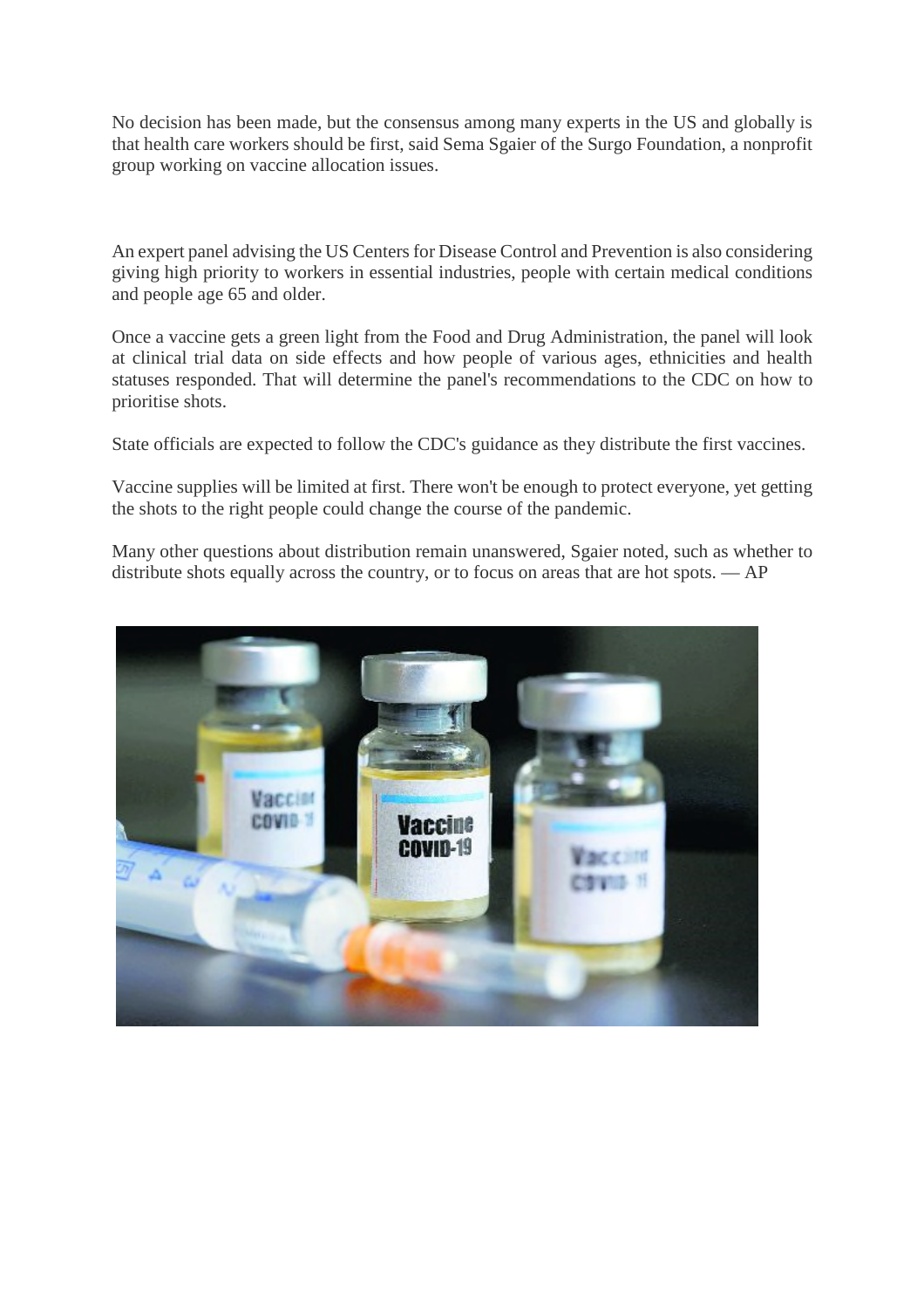No decision has been made, but the consensus among many experts in the US and globally is that health care workers should be first, said Sema Sgaier of the Surgo Foundation, a nonprofit group working on vaccine allocation issues.

An expert panel advising the US Centers for Disease Control and Prevention is also considering giving high priority to workers in essential industries, people with certain medical conditions and people age 65 and older.

Once a vaccine gets a green light from the Food and Drug Administration, the panel will look at clinical trial data on side effects and how people of various ages, ethnicities and health statuses responded. That will determine the panel's recommendations to the CDC on how to prioritise shots.

State officials are expected to follow the CDC's guidance as they distribute the first vaccines.

Vaccine supplies will be limited at first. There won't be enough to protect everyone, yet getting the shots to the right people could change the course of the pandemic.

Many other questions about distribution remain unanswered, Sgaier noted, such as whether to distribute shots equally across the country, or to focus on areas that are hot spots. — AP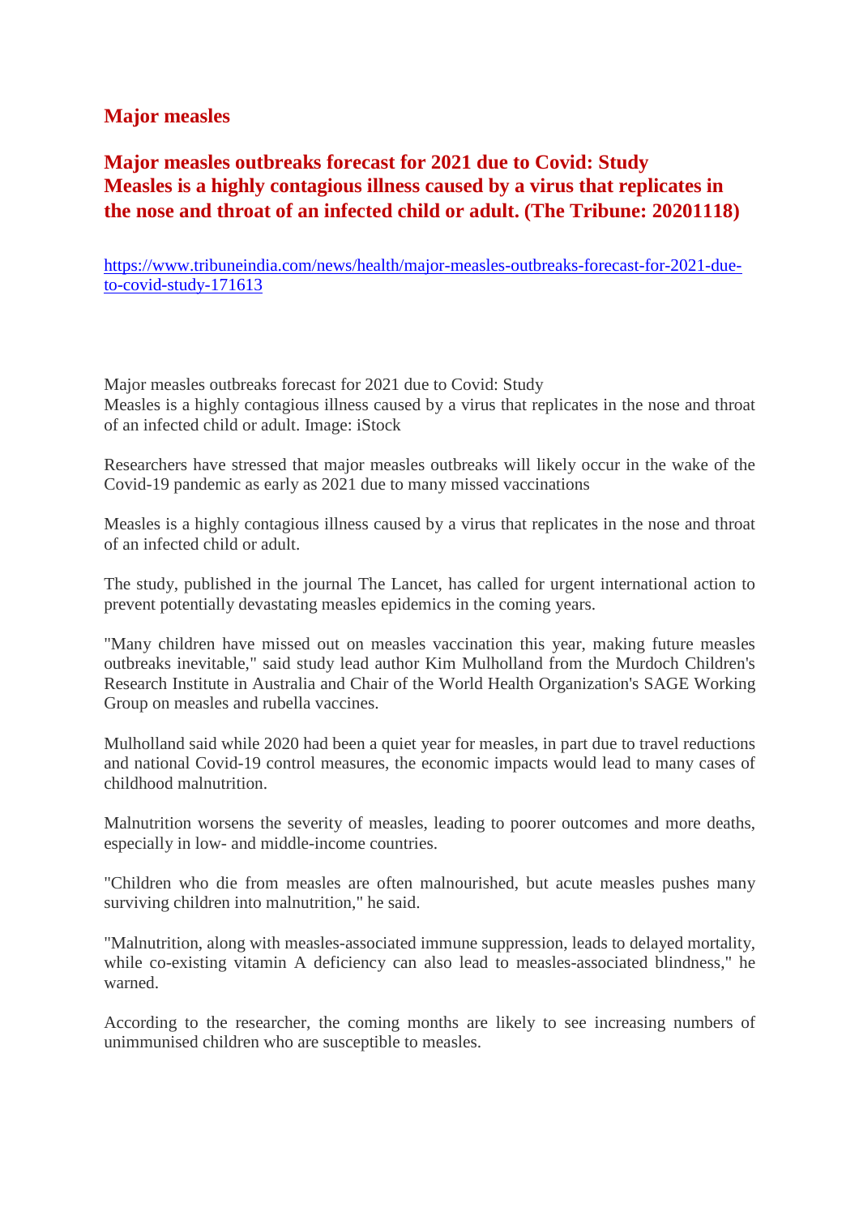## Major measles

## Major measles outbreaks forecast for 2021 due to Covid: Study
## Measles is a highly contagious illness caused by a virus that replicates in the nose and throat of an infected child or adult. (The Tribune: 20201118)

https://www.tribuneindia.com/news/health/major-measles-outbreaks-forecast-for-2021-due-to-covid-study-171613

Major measles outbreaks forecast for 2021 due to Covid: Study
Measles is a highly contagious illness caused by a virus that replicates in the nose and throat of an infected child or adult. Image: iStock

Researchers have stressed that major measles outbreaks will likely occur in the wake of the Covid-19 pandemic as early as 2021 due to many missed vaccinations

Measles is a highly contagious illness caused by a virus that replicates in the nose and throat of an infected child or adult.

The study, published in the journal The Lancet, has called for urgent international action to prevent potentially devastating measles epidemics in the coming years.

"Many children have missed out on measles vaccination this year, making future measles outbreaks inevitable," said study lead author Kim Mulholland from the Murdoch Children's Research Institute in Australia and Chair of the World Health Organization's SAGE Working Group on measles and rubella vaccines.

Mulholland said while 2020 had been a quiet year for measles, in part due to travel reductions and national Covid-19 control measures, the economic impacts would lead to many cases of childhood malnutrition.

Malnutrition worsens the severity of measles, leading to poorer outcomes and more deaths, especially in low- and middle-income countries.

"Children who die from measles are often malnourished, but acute measles pushes many surviving children into malnutrition," he said.

"Malnutrition, along with measles-associated immune suppression, leads to delayed mortality, while co-existing vitamin A deficiency can also lead to measles-associated blindness," he warned.

According to the researcher, the coming months are likely to see increasing numbers of unimmunised children who are susceptible to measles.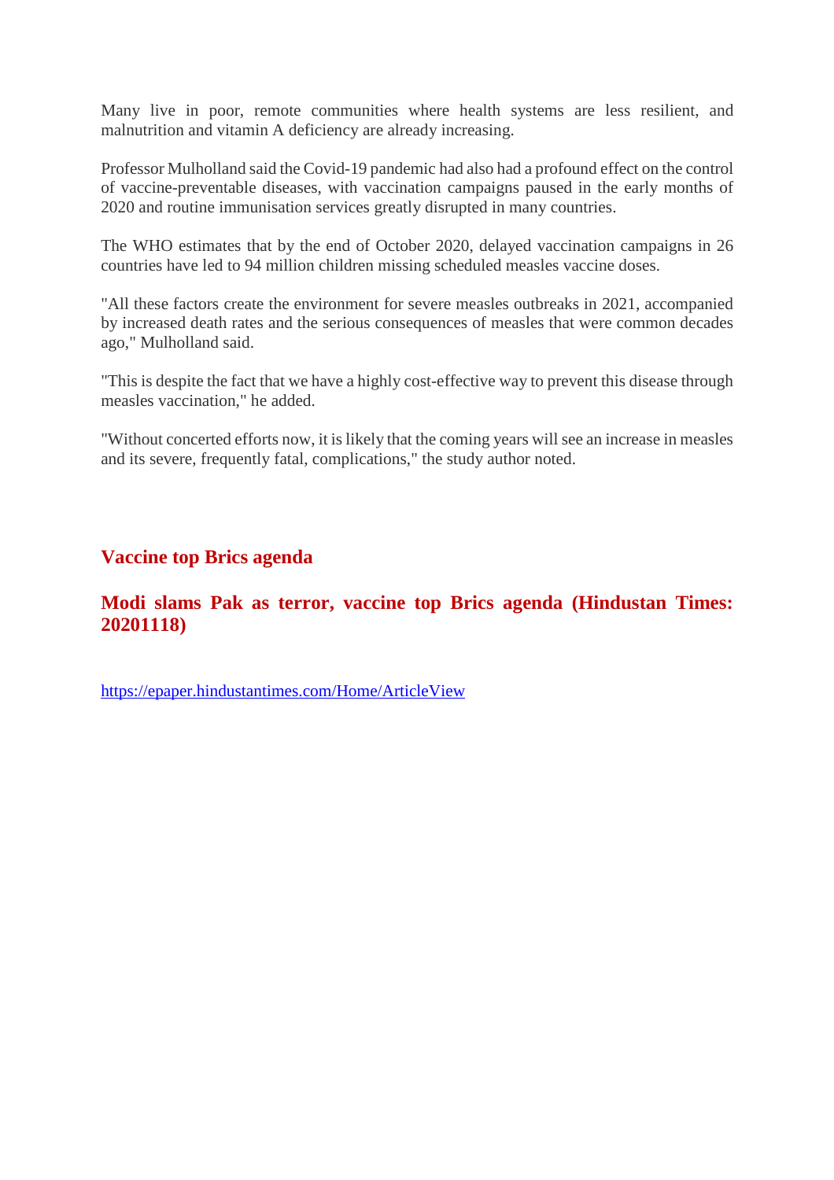Many live in poor, remote communities where health systems are less resilient, and malnutrition and vitamin A deficiency are already increasing.

Professor Mulholland said the Covid-19 pandemic had also had a profound effect on the control of vaccine-preventable diseases, with vaccination campaigns paused in the early months of 2020 and routine immunisation services greatly disrupted in many countries.

The WHO estimates that by the end of October 2020, delayed vaccination campaigns in 26 countries have led to 94 million children missing scheduled measles vaccine doses.

"All these factors create the environment for severe measles outbreaks in 2021, accompanied by increased death rates and the serious consequences of measles that were common decades ago," Mulholland said.

"This is despite the fact that we have a highly cost-effective way to prevent this disease through measles vaccination," he added.

"Without concerted efforts now, it is likely that the coming years will see an increase in measles and its severe, frequently fatal, complications," the study author noted.

## Vaccine top Brics agenda

## Modi slams Pak as terror, vaccine top Brics agenda (Hindustan Times: 20201118)

https://epaper.hindustantimes.com/Home/ArticleView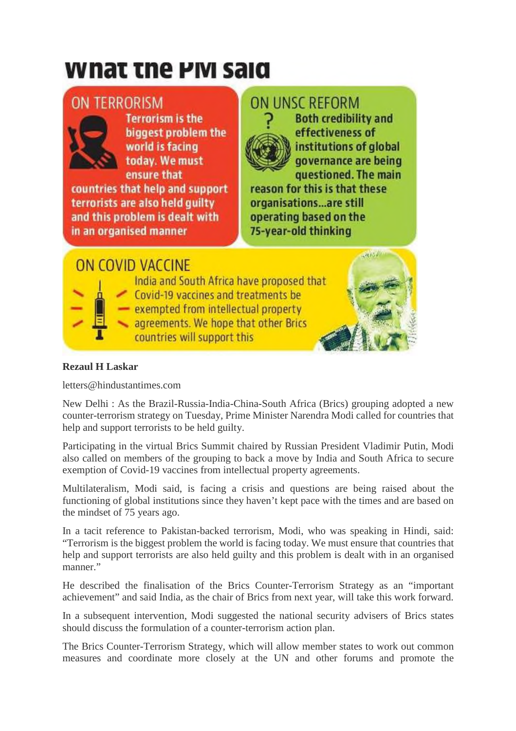# What the PM said

## ON TERRORISM

Terrorism is the biggest problem the world is facing today. We must ensure that countries that help and support terrorists are also held guilty and this problem is dealt with in an organised manner

## ON UNSC REFORM

Both credibility and effectiveness of institutions of global governance are being questioned. The main reason for this is that these organisations...are still operating based on the 75-year-old thinking

## ON COVID VACCINE

India and South Africa have proposed that Covid-19 vaccines and treatments be exempted from intellectual property agreements. We hope that other Brics countries will support this

**Rezaul H Laskar**

letters@hindustantimes.com

New Delhi : As the Brazil-Russia-India-China-South Africa (Brics) grouping adopted a new counter-terrorism strategy on Tuesday, Prime Minister Narendra Modi called for countries that help and support terrorists to be held guilty.

Participating in the virtual Brics Summit chaired by Russian President Vladimir Putin, Modi also called on members of the grouping to back a move by India and South Africa to secure exemption of Covid-19 vaccines from intellectual property agreements.

Multilateralism, Modi said, is facing a crisis and questions are being raised about the functioning of global institutions since they haven't kept pace with the times and are based on the mindset of 75 years ago.

In a tacit reference to Pakistan-backed terrorism, Modi, who was speaking in Hindi, said: "Terrorism is the biggest problem the world is facing today. We must ensure that countries that help and support terrorists are also held guilty and this problem is dealt with in an organised manner."

He described the finalisation of the Brics Counter-Terrorism Strategy as an "important achievement" and said India, as the chair of Brics from next year, will take this work forward.

In a subsequent intervention, Modi suggested the national security advisers of Brics states should discuss the formulation of a counter-terrorism action plan.

The Brics Counter-Terrorism Strategy, which will allow member states to work out common measures and coordinate more closely at the UN and other forums and promote the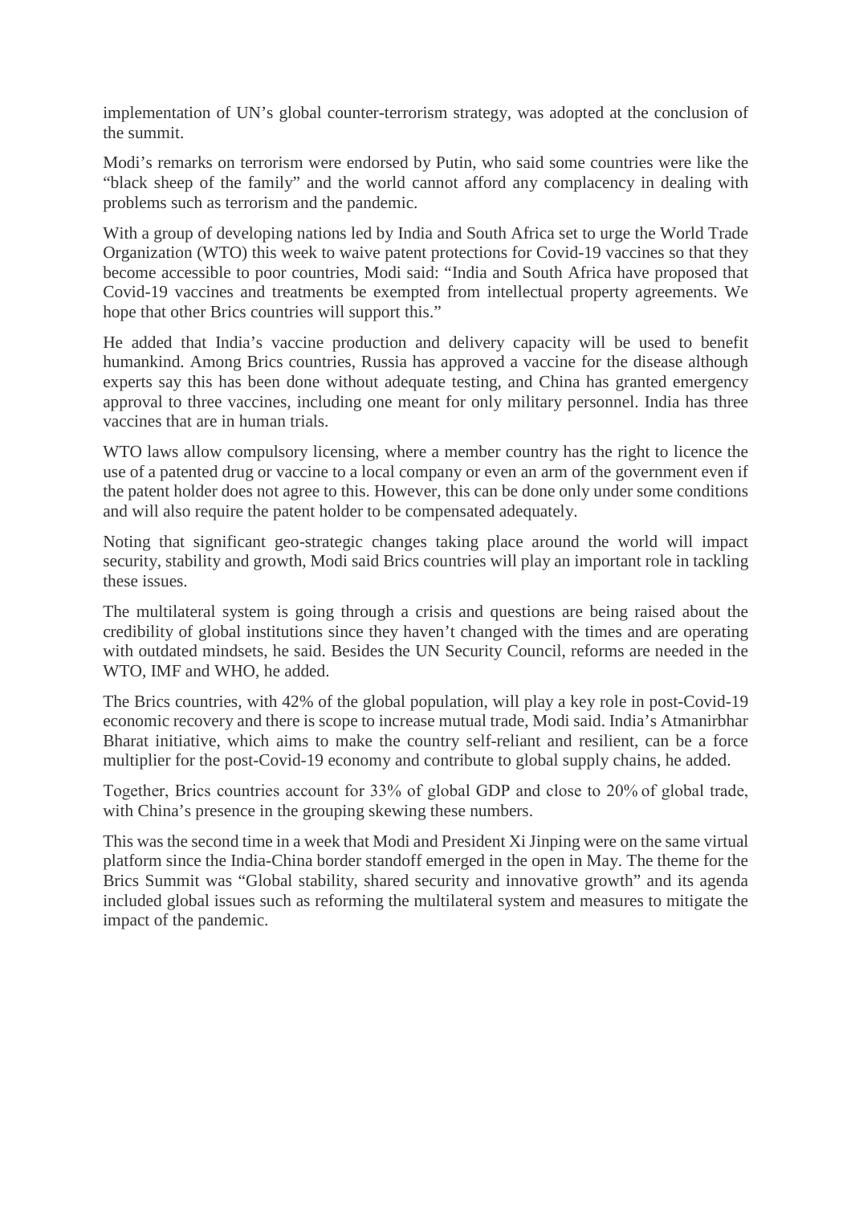implementation of UN’s global counter-terrorism strategy, was adopted at the conclusion of the summit.

Modi’s remarks on terrorism were endorsed by Putin, who said some countries were like the “black sheep of the family” and the world cannot afford any complacency in dealing with problems such as terrorism and the pandemic.

With a group of developing nations led by India and South Africa set to urge the World Trade Organization (WTO) this week to waive patent protections for Covid-19 vaccines so that they become accessible to poor countries, Modi said: “India and South Africa have proposed that Covid-19 vaccines and treatments be exempted from intellectual property agreements. We hope that other Brics countries will support this.”

He added that India’s vaccine production and delivery capacity will be used to benefit humankind. Among Brics countries, Russia has approved a vaccine for the disease although experts say this has been done without adequate testing, and China has granted emergency approval to three vaccines, including one meant for only military personnel. India has three vaccines that are in human trials.

WTO laws allow compulsory licensing, where a member country has the right to licence the use of a patented drug or vaccine to a local company or even an arm of the government even if the patent holder does not agree to this. However, this can be done only under some conditions and will also require the patent holder to be compensated adequately.

Noting that significant geo-strategic changes taking place around the world will impact security, stability and growth, Modi said Brics countries will play an important role in tackling these issues.

The multilateral system is going through a crisis and questions are being raised about the credibility of global institutions since they haven’t changed with the times and are operating with outdated mindsets, he said. Besides the UN Security Council, reforms are needed in the WTO, IMF and WHO, he added.

The Brics countries, with 42% of the global population, will play a key role in post-Covid-19 economic recovery and there is scope to increase mutual trade, Modi said. India’s Atmanirbhar Bharat initiative, which aims to make the country self-reliant and resilient, can be a force multiplier for the post-Covid-19 economy and contribute to global supply chains, he added.

Together, Brics countries account for 33% of global GDP and close to 20% of global trade, with China’s presence in the grouping skewing these numbers.

This was the second time in a week that Modi and President Xi Jinping were on the same virtual platform since the India-China border standoff emerged in the open in May. The theme for the Brics Summit was “Global stability, shared security and innovative growth” and its agenda included global issues such as reforming the multilateral system and measures to mitigate the impact of the pandemic.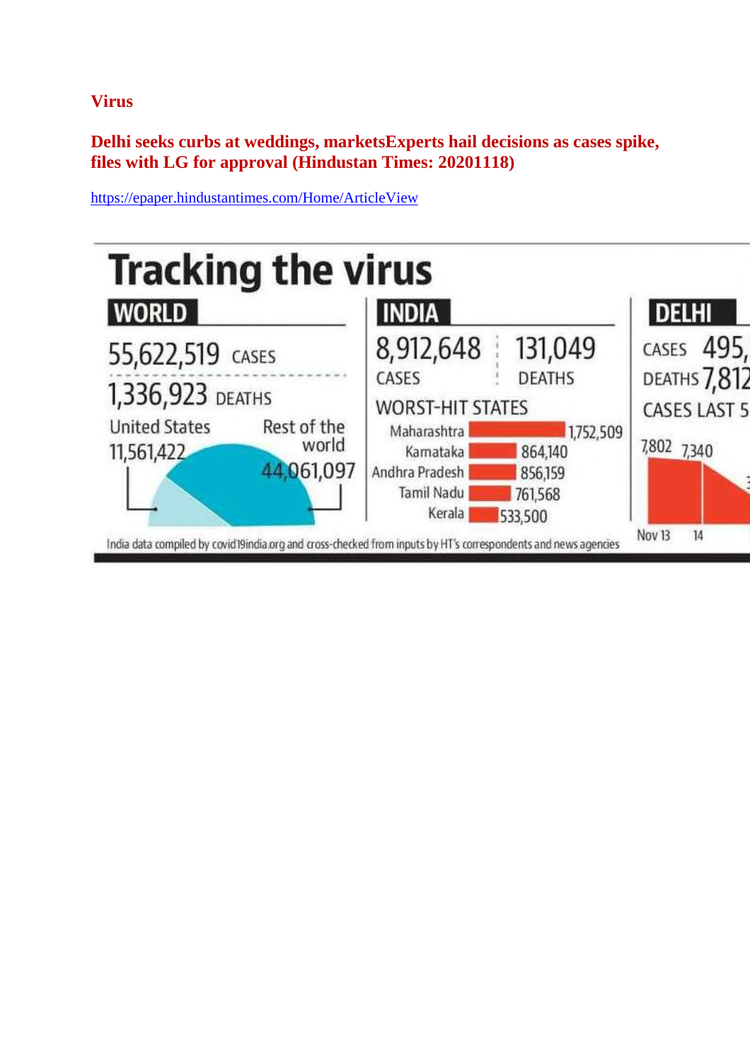**Virus**

**Delhi seeks curbs at weddings, marketsExperts hail decisions as cases spike, files with LG for approval (Hindustan Times: 20201118)**

https://epaper.hindustantimes.com/Home/ArticleView

# Tracking the virus

## WORLD

55,622,519 CASES

1,336,923 DEATHS

United States 11,561,422

Rest of the world 44,061,097

## INDIA

8,912,648 CASES

131,049 DEATHS

WORST-HIT STATES

| State | Cases |
| --- | --- |
| Maharashtra | 1,752,509 |
| Karnataka | 864,140 |
| Andhra Pradesh | 856,159 |
| Tamil Nadu | 761,568 |
| Kerala | 533,500 |

## DELHI

CASES 495,

DEATHS 7,812

CASES LAST 5

7,802 7,340

Nov 13 14

India data compiled by covid19india.org and cross-checked from inputs by HT's correspondents and news agencies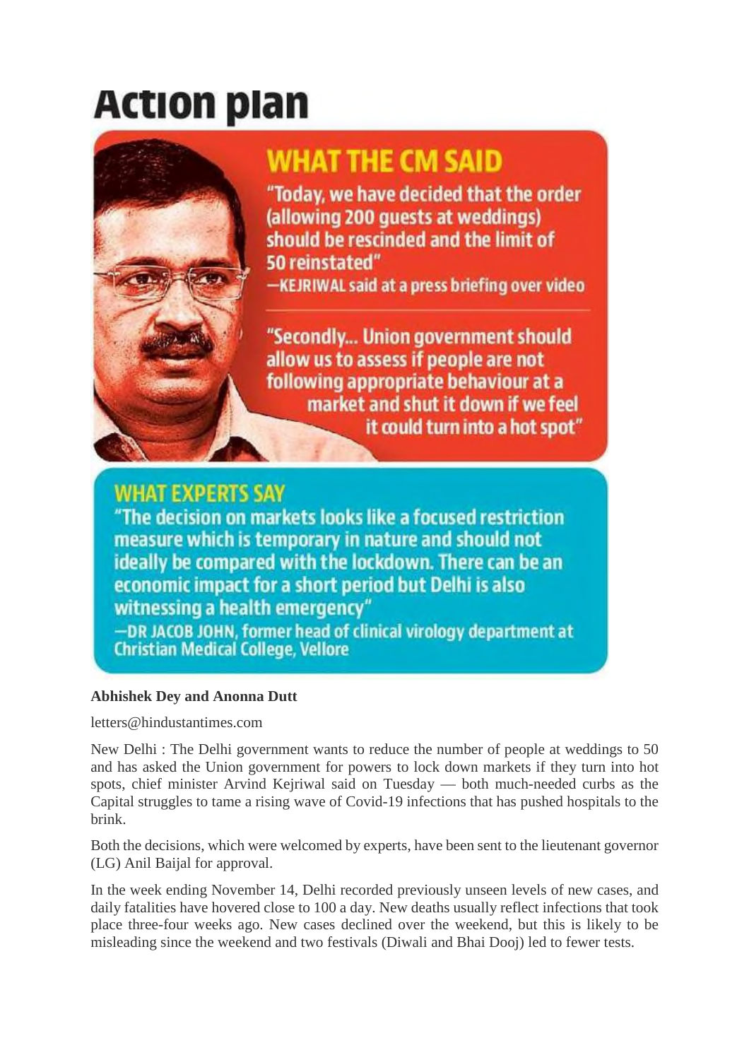# Action plan

## WHAT THE CM SAID

"Today, we have decided that the order (allowing 200 guests at weddings) should be rescinded and the limit of 50 reinstated"

—KEJRIWAL said at a press briefing over video

"Secondly... Union government should allow us to assess if people are not following appropriate behaviour at a market and shut it down if we feel it could turn into a hot spot"

## WHAT EXPERTS SAY

"The decision on markets looks like a focused restriction measure which is temporary in nature and should not ideally be compared with the lockdown. There can be an economic impact for a short period but Delhi is also witnessing a health emergency"

—DR JACOB JOHN, former head of clinical virology department at Christian Medical College, Vellore

**Abhishek Dey and Anonna Dutt**

letters@hindustantimes.com

New Delhi : The Delhi government wants to reduce the number of people at weddings to 50 and has asked the Union government for powers to lock down markets if they turn into hot spots, chief minister Arvind Kejriwal said on Tuesday — both much-needed curbs as the Capital struggles to tame a rising wave of Covid-19 infections that has pushed hospitals to the brink.

Both the decisions, which were welcomed by experts, have been sent to the lieutenant governor (LG) Anil Baijal for approval.

In the week ending November 14, Delhi recorded previously unseen levels of new cases, and daily fatalities have hovered close to 100 a day. New deaths usually reflect infections that took place three-four weeks ago. New cases declined over the weekend, but this is likely to be misleading since the weekend and two festivals (Diwali and Bhai Dooj) led to fewer tests.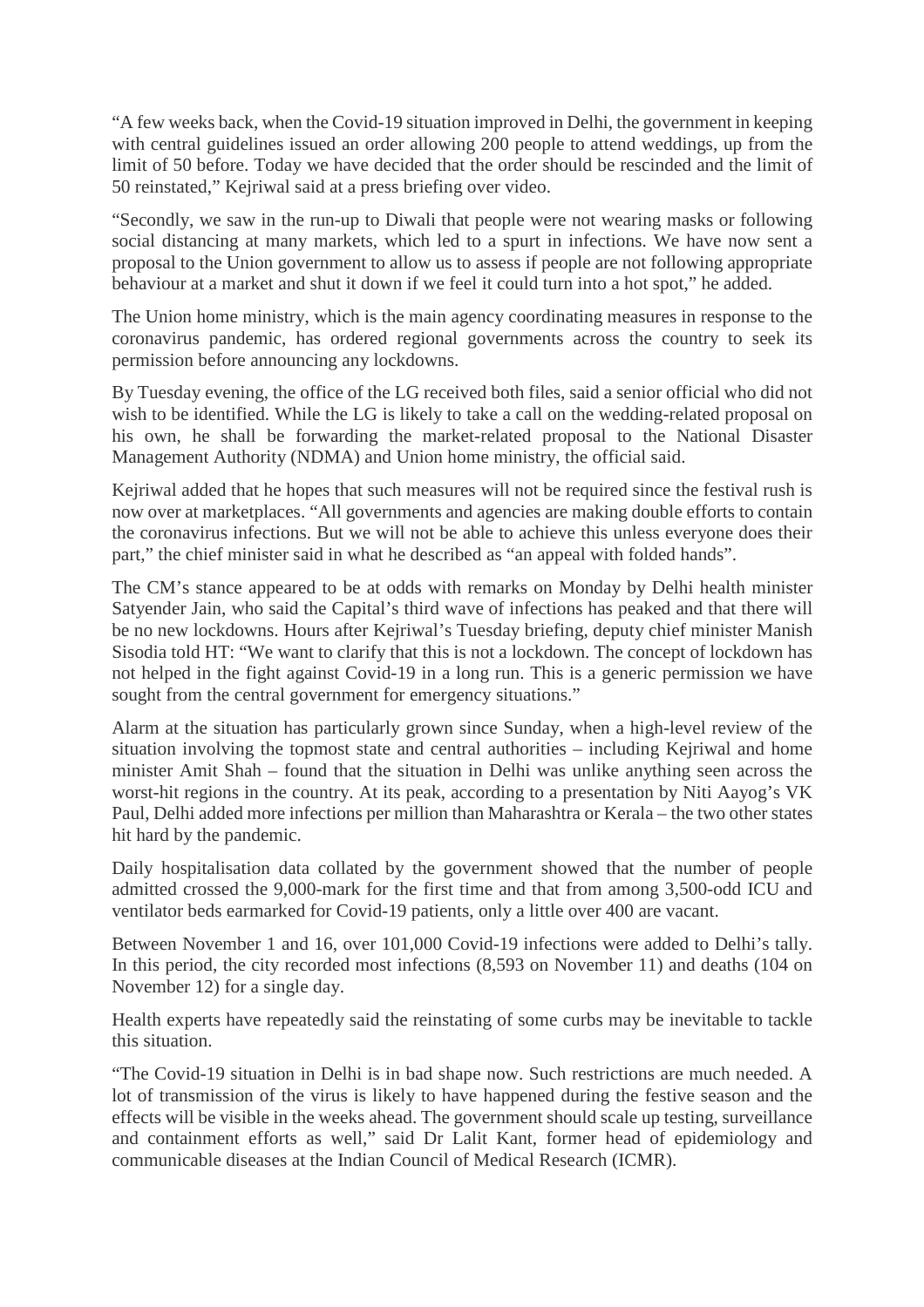"A few weeks back, when the Covid-19 situation improved in Delhi, the government in keeping with central guidelines issued an order allowing 200 people to attend weddings, up from the limit of 50 before. Today we have decided that the order should be rescinded and the limit of 50 reinstated," Kejriwal said at a press briefing over video.

"Secondly, we saw in the run-up to Diwali that people were not wearing masks or following social distancing at many markets, which led to a spurt in infections. We have now sent a proposal to the Union government to allow us to assess if people are not following appropriate behaviour at a market and shut it down if we feel it could turn into a hot spot," he added.

The Union home ministry, which is the main agency coordinating measures in response to the coronavirus pandemic, has ordered regional governments across the country to seek its permission before announcing any lockdowns.

By Tuesday evening, the office of the LG received both files, said a senior official who did not wish to be identified. While the LG is likely to take a call on the wedding-related proposal on his own, he shall be forwarding the market-related proposal to the National Disaster Management Authority (NDMA) and Union home ministry, the official said.

Kejriwal added that he hopes that such measures will not be required since the festival rush is now over at marketplaces. "All governments and agencies are making double efforts to contain the coronavirus infections. But we will not be able to achieve this unless everyone does their part," the chief minister said in what he described as "an appeal with folded hands".

The CM's stance appeared to be at odds with remarks on Monday by Delhi health minister Satyender Jain, who said the Capital's third wave of infections has peaked and that there will be no new lockdowns. Hours after Kejriwal's Tuesday briefing, deputy chief minister Manish Sisodia told HT: "We want to clarify that this is not a lockdown. The concept of lockdown has not helped in the fight against Covid-19 in a long run. This is a generic permission we have sought from the central government for emergency situations."

Alarm at the situation has particularly grown since Sunday, when a high-level review of the situation involving the topmost state and central authorities – including Kejriwal and home minister Amit Shah – found that the situation in Delhi was unlike anything seen across the worst-hit regions in the country. At its peak, according to a presentation by Niti Aayog's VK Paul, Delhi added more infections per million than Maharashtra or Kerala – the two other states hit hard by the pandemic.

Daily hospitalisation data collated by the government showed that the number of people admitted crossed the 9,000-mark for the first time and that from among 3,500-odd ICU and ventilator beds earmarked for Covid-19 patients, only a little over 400 are vacant.

Between November 1 and 16, over 101,000 Covid-19 infections were added to Delhi's tally. In this period, the city recorded most infections (8,593 on November 11) and deaths (104 on November 12) for a single day.

Health experts have repeatedly said the reinstating of some curbs may be inevitable to tackle this situation.

"The Covid-19 situation in Delhi is in bad shape now. Such restrictions are much needed. A lot of transmission of the virus is likely to have happened during the festive season and the effects will be visible in the weeks ahead. The government should scale up testing, surveillance and containment efforts as well," said Dr Lalit Kant, former head of epidemiology and communicable diseases at the Indian Council of Medical Research (ICMR).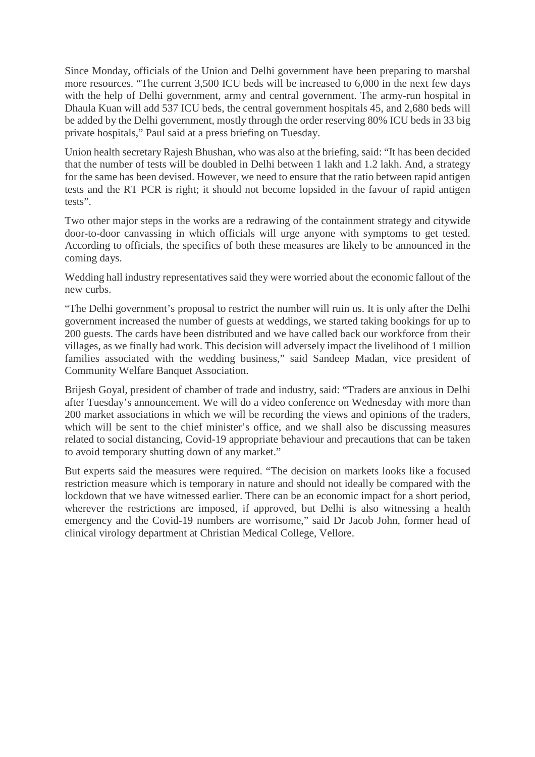Since Monday, officials of the Union and Delhi government have been preparing to marshal more resources. "The current 3,500 ICU beds will be increased to 6,000 in the next few days with the help of Delhi government, army and central government. The army-run hospital in Dhaula Kuan will add 537 ICU beds, the central government hospitals 45, and 2,680 beds will be added by the Delhi government, mostly through the order reserving 80% ICU beds in 33 big private hospitals," Paul said at a press briefing on Tuesday.

Union health secretary Rajesh Bhushan, who was also at the briefing, said: "It has been decided that the number of tests will be doubled in Delhi between 1 lakh and 1.2 lakh. And, a strategy for the same has been devised. However, we need to ensure that the ratio between rapid antigen tests and the RT PCR is right; it should not become lopsided in the favour of rapid antigen tests".

Two other major steps in the works are a redrawing of the containment strategy and citywide door-to-door canvassing in which officials will urge anyone with symptoms to get tested. According to officials, the specifics of both these measures are likely to be announced in the coming days.

Wedding hall industry representatives said they were worried about the economic fallout of the new curbs.

"The Delhi government's proposal to restrict the number will ruin us. It is only after the Delhi government increased the number of guests at weddings, we started taking bookings for up to 200 guests. The cards have been distributed and we have called back our workforce from their villages, as we finally had work. This decision will adversely impact the livelihood of 1 million families associated with the wedding business," said Sandeep Madan, vice president of Community Welfare Banquet Association.

Brijesh Goyal, president of chamber of trade and industry, said: "Traders are anxious in Delhi after Tuesday's announcement. We will do a video conference on Wednesday with more than 200 market associations in which we will be recording the views and opinions of the traders, which will be sent to the chief minister's office, and we shall also be discussing measures related to social distancing, Covid-19 appropriate behaviour and precautions that can be taken to avoid temporary shutting down of any market."

But experts said the measures were required. "The decision on markets looks like a focused restriction measure which is temporary in nature and should not ideally be compared with the lockdown that we have witnessed earlier. There can be an economic impact for a short period, wherever the restrictions are imposed, if approved, but Delhi is also witnessing a health emergency and the Covid-19 numbers are worrisome," said Dr Jacob John, former head of clinical virology department at Christian Medical College, Vellore.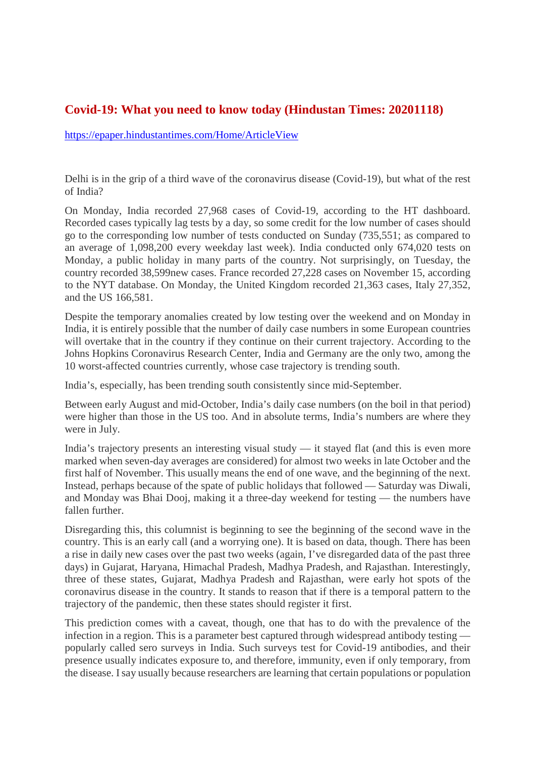## Covid-19: What you need to know today (Hindustan Times: 20201118)

https://epaper.hindustantimes.com/Home/ArticleView

Delhi is in the grip of a third wave of the coronavirus disease (Covid-19), but what of the rest of India?

On Monday, India recorded 27,968 cases of Covid-19, according to the HT dashboard. Recorded cases typically lag tests by a day, so some credit for the low number of cases should go to the corresponding low number of tests conducted on Sunday (735,551; as compared to an average of 1,098,200 every weekday last week). India conducted only 674,020 tests on Monday, a public holiday in many parts of the country. Not surprisingly, on Tuesday, the country recorded 38,599new cases. France recorded 27,228 cases on November 15, according to the NYT database. On Monday, the United Kingdom recorded 21,363 cases, Italy 27,352, and the US 166,581.

Despite the temporary anomalies created by low testing over the weekend and on Monday in India, it is entirely possible that the number of daily case numbers in some European countries will overtake that in the country if they continue on their current trajectory. According to the Johns Hopkins Coronavirus Research Center, India and Germany are the only two, among the 10 worst-affected countries currently, whose case trajectory is trending south.

India's, especially, has been trending south consistently since mid-September.

Between early August and mid-October, India's daily case numbers (on the boil in that period) were higher than those in the US too. And in absolute terms, India's numbers are where they were in July.

India's trajectory presents an interesting visual study — it stayed flat (and this is even more marked when seven-day averages are considered) for almost two weeks in late October and the first half of November. This usually means the end of one wave, and the beginning of the next. Instead, perhaps because of the spate of public holidays that followed — Saturday was Diwali, and Monday was Bhai Dooj, making it a three-day weekend for testing — the numbers have fallen further.

Disregarding this, this columnist is beginning to see the beginning of the second wave in the country. This is an early call (and a worrying one). It is based on data, though. There has been a rise in daily new cases over the past two weeks (again, I've disregarded data of the past three days) in Gujarat, Haryana, Himachal Pradesh, Madhya Pradesh, and Rajasthan. Interestingly, three of these states, Gujarat, Madhya Pradesh and Rajasthan, were early hot spots of the coronavirus disease in the country. It stands to reason that if there is a temporal pattern to the trajectory of the pandemic, then these states should register it first.

This prediction comes with a caveat, though, one that has to do with the prevalence of the infection in a region. This is a parameter best captured through widespread antibody testing — popularly called sero surveys in India. Such surveys test for Covid-19 antibodies, and their presence usually indicates exposure to, and therefore, immunity, even if only temporary, from the disease. I say usually because researchers are learning that certain populations or population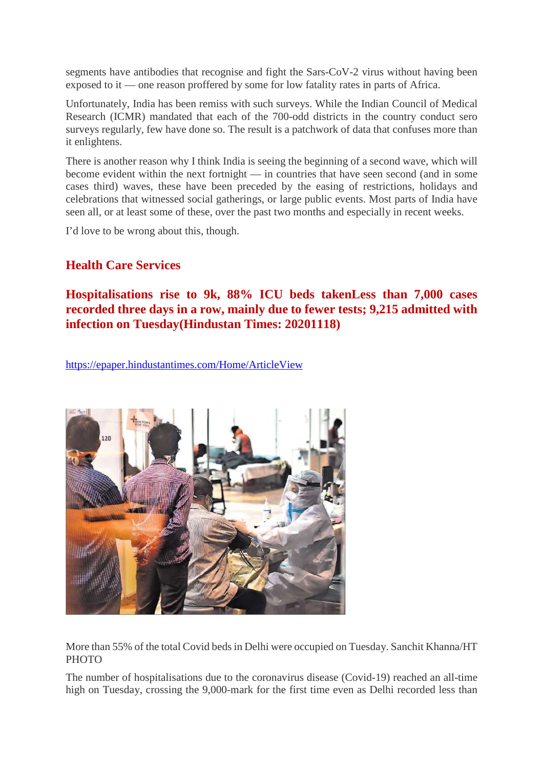segments have antibodies that recognise and fight the Sars-CoV-2 virus without having been exposed to it — one reason proffered by some for low fatality rates in parts of Africa.

Unfortunately, India has been remiss with such surveys. While the Indian Council of Medical Research (ICMR) mandated that each of the 700-odd districts in the country conduct sero surveys regularly, few have done so. The result is a patchwork of data that confuses more than it enlightens.

There is another reason why I think India is seeing the beginning of a second wave, which will become evident within the next fortnight — in countries that have seen second (and in some cases third) waves, these have been preceded by the easing of restrictions, holidays and celebrations that witnessed social gatherings, or large public events. Most parts of India have seen all, or at least some of these, over the past two months and especially in recent weeks.

I'd love to be wrong about this, though.

## Health Care Services

### Hospitalisations rise to 9k, 88% ICU beds takenLess than 7,000 cases recorded three days in a row, mainly due to fewer tests; 9,215 admitted with infection on Tuesday(Hindustan Times: 20201118)

https://epaper.hindustantimes.com/Home/ArticleView

More than 55% of the total Covid beds in Delhi were occupied on Tuesday. Sanchit Khanna/HT PHOTO

The number of hospitalisations due to the coronavirus disease (Covid-19) reached an all-time high on Tuesday, crossing the 9,000-mark for the first time even as Delhi recorded less than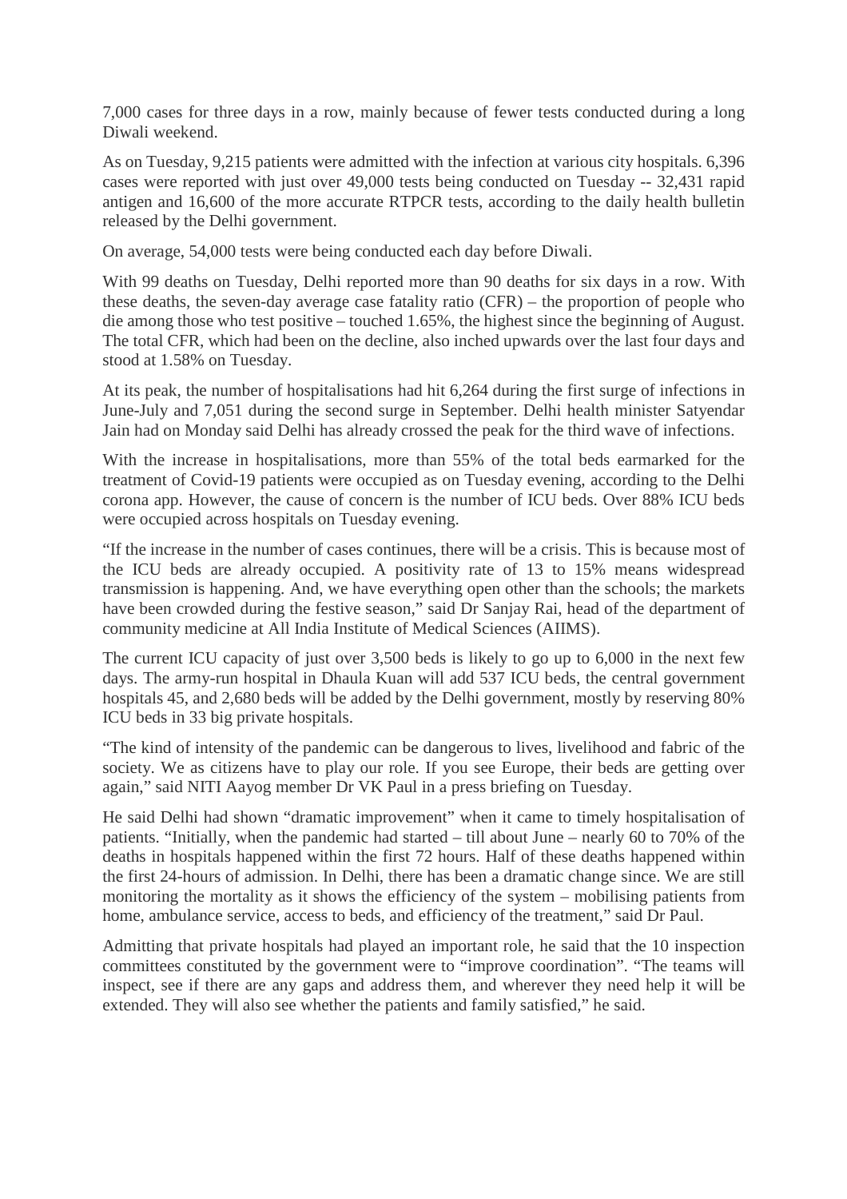7,000 cases for three days in a row, mainly because of fewer tests conducted during a long Diwali weekend.

As on Tuesday, 9,215 patients were admitted with the infection at various city hospitals. 6,396 cases were reported with just over 49,000 tests being conducted on Tuesday -- 32,431 rapid antigen and 16,600 of the more accurate RTPCR tests, according to the daily health bulletin released by the Delhi government.

On average, 54,000 tests were being conducted each day before Diwali.

With 99 deaths on Tuesday, Delhi reported more than 90 deaths for six days in a row. With these deaths, the seven-day average case fatality ratio (CFR) – the proportion of people who die among those who test positive – touched 1.65%, the highest since the beginning of August. The total CFR, which had been on the decline, also inched upwards over the last four days and stood at 1.58% on Tuesday.

At its peak, the number of hospitalisations had hit 6,264 during the first surge of infections in June-July and 7,051 during the second surge in September. Delhi health minister Satyendar Jain had on Monday said Delhi has already crossed the peak for the third wave of infections.

With the increase in hospitalisations, more than 55% of the total beds earmarked for the treatment of Covid-19 patients were occupied as on Tuesday evening, according to the Delhi corona app. However, the cause of concern is the number of ICU beds. Over 88% ICU beds were occupied across hospitals on Tuesday evening.

"If the increase in the number of cases continues, there will be a crisis. This is because most of the ICU beds are already occupied. A positivity rate of 13 to 15% means widespread transmission is happening. And, we have everything open other than the schools; the markets have been crowded during the festive season," said Dr Sanjay Rai, head of the department of community medicine at All India Institute of Medical Sciences (AIIMS).

The current ICU capacity of just over 3,500 beds is likely to go up to 6,000 in the next few days. The army-run hospital in Dhaula Kuan will add 537 ICU beds, the central government hospitals 45, and 2,680 beds will be added by the Delhi government, mostly by reserving 80% ICU beds in 33 big private hospitals.

"The kind of intensity of the pandemic can be dangerous to lives, livelihood and fabric of the society. We as citizens have to play our role. If you see Europe, their beds are getting over again," said NITI Aayog member Dr VK Paul in a press briefing on Tuesday.

He said Delhi had shown "dramatic improvement" when it came to timely hospitalisation of patients. "Initially, when the pandemic had started – till about June – nearly 60 to 70% of the deaths in hospitals happened within the first 72 hours. Half of these deaths happened within the first 24-hours of admission. In Delhi, there has been a dramatic change since. We are still monitoring the mortality as it shows the efficiency of the system – mobilising patients from home, ambulance service, access to beds, and efficiency of the treatment," said Dr Paul.

Admitting that private hospitals had played an important role, he said that the 10 inspection committees constituted by the government were to "improve coordination". "The teams will inspect, see if there are any gaps and address them, and wherever they need help it will be extended. They will also see whether the patients and family satisfied," he said.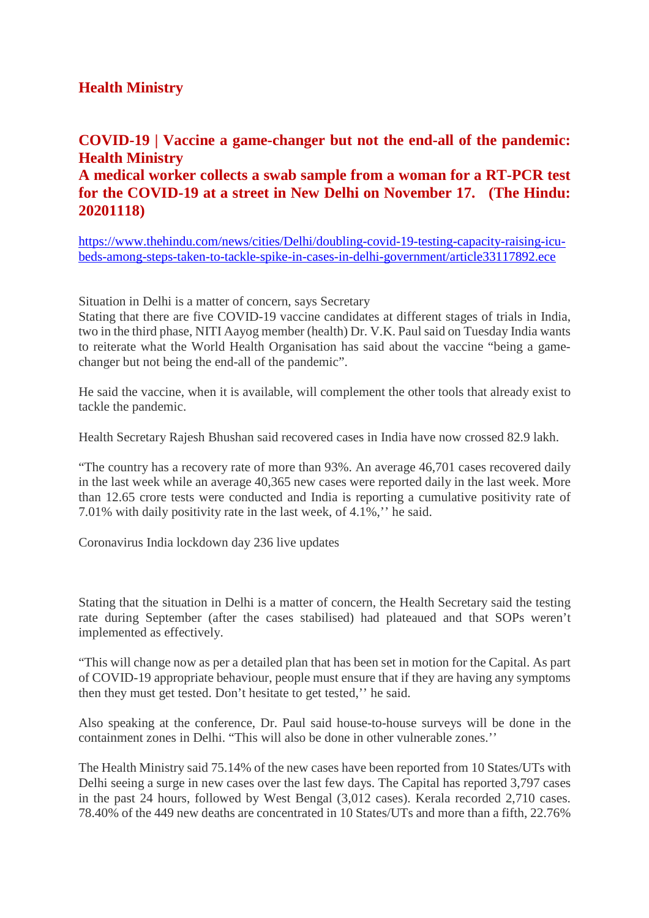## Health Ministry

### COVID-19 | Vaccine a game-changer but not the end-all of the pandemic: Health Ministry

### A medical worker collects a swab sample from a woman for a RT-PCR test for the COVID-19 at a street in New Delhi on November 17. (The Hindu: 20201118)

https://www.thehindu.com/news/cities/Delhi/doubling-covid-19-testing-capacity-raising-icu-beds-among-steps-taken-to-tackle-spike-in-cases-in-delhi-government/article33117892.ece

Situation in Delhi is a matter of concern, says Secretary

Stating that there are five COVID-19 vaccine candidates at different stages of trials in India, two in the third phase, NITI Aayog member (health) Dr. V.K. Paul said on Tuesday India wants to reiterate what the World Health Organisation has said about the vaccine "being a game-changer but not being the end-all of the pandemic".

He said the vaccine, when it is available, will complement the other tools that already exist to tackle the pandemic.

Health Secretary Rajesh Bhushan said recovered cases in India have now crossed 82.9 lakh.

"The country has a recovery rate of more than 93%. An average 46,701 cases recovered daily in the last week while an average 40,365 new cases were reported daily in the last week. More than 12.65 crore tests were conducted and India is reporting a cumulative positivity rate of 7.01% with daily positivity rate in the last week, of 4.1%,'' he said.

Coronavirus India lockdown day 236 live updates

Stating that the situation in Delhi is a matter of concern, the Health Secretary said the testing rate during September (after the cases stabilised) had plateaued and that SOPs weren't implemented as effectively.

"This will change now as per a detailed plan that has been set in motion for the Capital. As part of COVID-19 appropriate behaviour, people must ensure that if they are having any symptoms then they must get tested. Don't hesitate to get tested,'' he said.

Also speaking at the conference, Dr. Paul said house-to-house surveys will be done in the containment zones in Delhi. "This will also be done in other vulnerable zones.''

The Health Ministry said 75.14% of the new cases have been reported from 10 States/UTs with Delhi seeing a surge in new cases over the last few days. The Capital has reported 3,797 cases in the past 24 hours, followed by West Bengal (3,012 cases). Kerala recorded 2,710 cases. 78.40% of the 449 new deaths are concentrated in 10 States/UTs and more than a fifth, 22.76%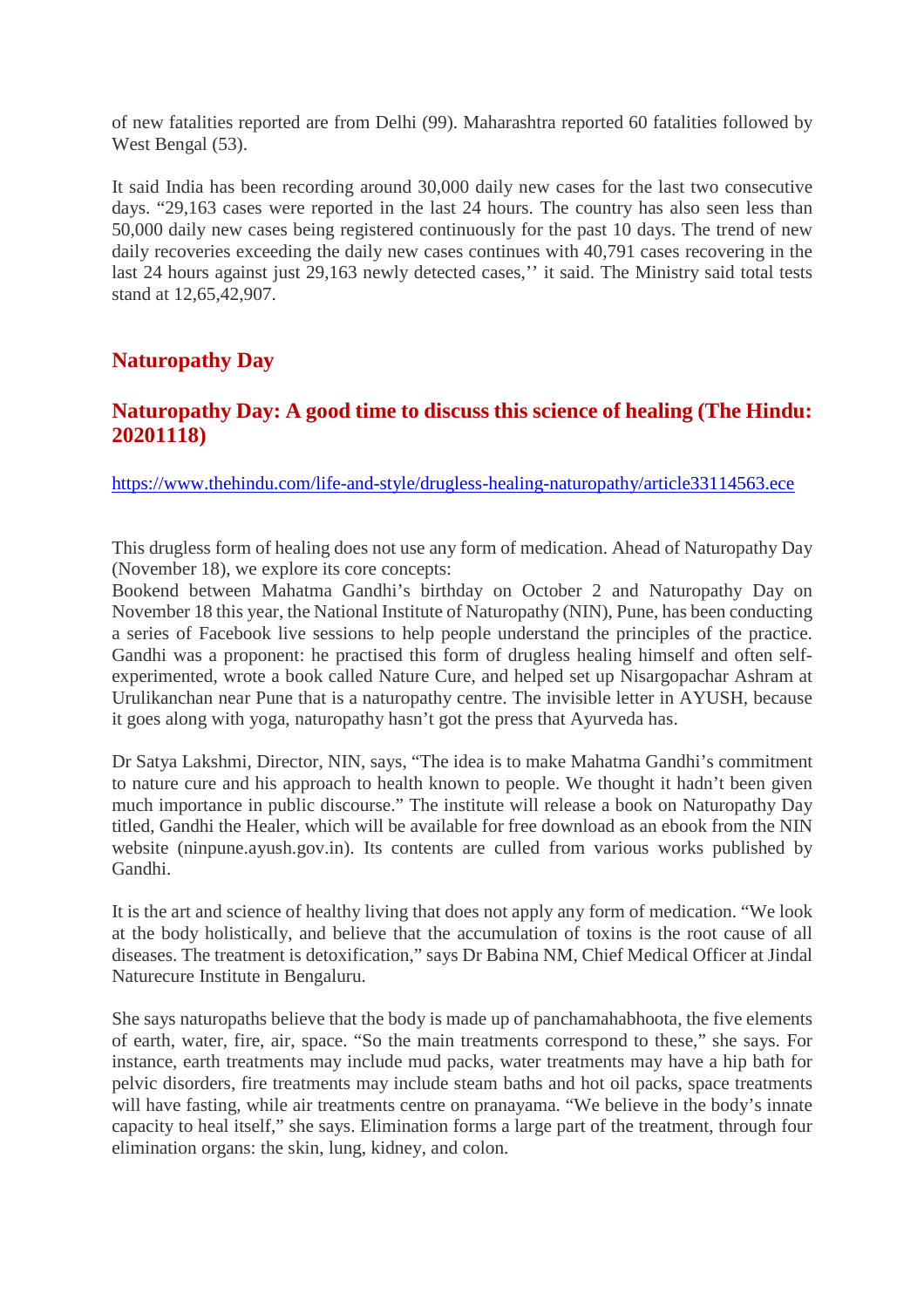of new fatalities reported are from Delhi (99). Maharashtra reported 60 fatalities followed by West Bengal (53).

It said India has been recording around 30,000 daily new cases for the last two consecutive days. “29,163 cases were reported in the last 24 hours. The country has also seen less than 50,000 daily new cases being registered continuously for the past 10 days. The trend of new daily recoveries exceeding the daily new cases continues with 40,791 cases recovering in the last 24 hours against just 29,163 newly detected cases,’’ it said. The Ministry said total tests stand at 12,65,42,907.

## Naturopathy Day

### Naturopathy Day: A good time to discuss this science of healing (The Hindu: 20201118)

https://www.thehindu.com/life-and-style/drugless-healing-naturopathy/article33114563.ece

This drugless form of healing does not use any form of medication. Ahead of Naturopathy Day (November 18), we explore its core concepts:

Bookend between Mahatma Gandhi’s birthday on October 2 and Naturopathy Day on November 18 this year, the National Institute of Naturopathy (NIN), Pune, has been conducting a series of Facebook live sessions to help people understand the principles of the practice. Gandhi was a proponent: he practised this form of drugless healing himself and often self-experimented, wrote a book called Nature Cure, and helped set up Nisargopachar Ashram at Urulikanchan near Pune that is a naturopathy centre. The invisible letter in AYUSH, because it goes along with yoga, naturopathy hasn’t got the press that Ayurveda has.

Dr Satya Lakshmi, Director, NIN, says, “The idea is to make Mahatma Gandhi’s commitment to nature cure and his approach to health known to people. We thought it hadn’t been given much importance in public discourse.” The institute will release a book on Naturopathy Day titled, Gandhi the Healer, which will be available for free download as an ebook from the NIN website (ninpune.ayush.gov.in). Its contents are culled from various works published by Gandhi.

It is the art and science of healthy living that does not apply any form of medication. “We look at the body holistically, and believe that the accumulation of toxins is the root cause of all diseases. The treatment is detoxification,” says Dr Babina NM, Chief Medical Officer at Jindal Naturecure Institute in Bengaluru.

She says naturopaths believe that the body is made up of panchamahabhoota, the five elements of earth, water, fire, air, space. “So the main treatments correspond to these,” she says. For instance, earth treatments may include mud packs, water treatments may have a hip bath for pelvic disorders, fire treatments may include steam baths and hot oil packs, space treatments will have fasting, while air treatments centre on pranayama. “We believe in the body’s innate capacity to heal itself,” she says. Elimination forms a large part of the treatment, through four elimination organs: the skin, lung, kidney, and colon.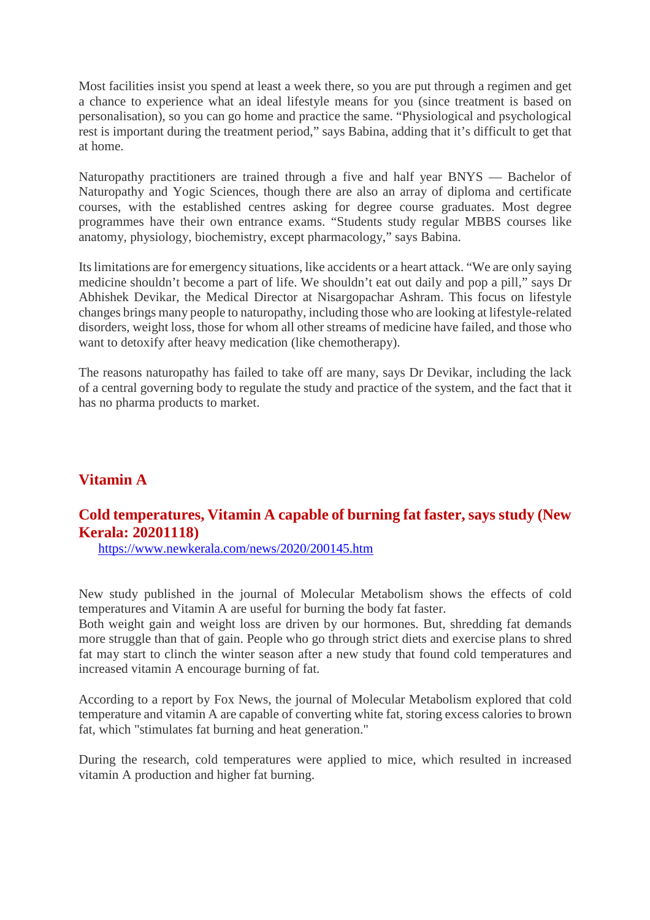Most facilities insist you spend at least a week there, so you are put through a regimen and get a chance to experience what an ideal lifestyle means for you (since treatment is based on personalisation), so you can go home and practice the same. “Physiological and psychological rest is important during the treatment period,” says Babina, adding that it’s difficult to get that at home.

Naturopathy practitioners are trained through a five and half year BNYS — Bachelor of Naturopathy and Yogic Sciences, though there are also an array of diploma and certificate courses, with the established centres asking for degree course graduates. Most degree programmes have their own entrance exams. “Students study regular MBBS courses like anatomy, physiology, biochemistry, except pharmacology,” says Babina.

Its limitations are for emergency situations, like accidents or a heart attack. “We are only saying medicine shouldn’t become a part of life. We shouldn’t eat out daily and pop a pill,” says Dr Abhishek Devikar, the Medical Director at Nisargopachar Ashram. This focus on lifestyle changes brings many people to naturopathy, including those who are looking at lifestyle-related disorders, weight loss, those for whom all other streams of medicine have failed, and those who want to detoxify after heavy medication (like chemotherapy).

The reasons naturopathy has failed to take off are many, says Dr Devikar, including the lack of a central governing body to regulate the study and practice of the system, and the fact that it has no pharma products to market.

## Vitamin A

### Cold temperatures, Vitamin A capable of burning fat faster, says study (New Kerala: 20201118)

https://www.newkerala.com/news/2020/200145.htm

New study published in the journal of Molecular Metabolism shows the effects of cold temperatures and Vitamin A are useful for burning the body fat faster.
Both weight gain and weight loss are driven by our hormones. But, shredding fat demands more struggle than that of gain. People who go through strict diets and exercise plans to shred fat may start to clinch the winter season after a new study that found cold temperatures and increased vitamin A encourage burning of fat.

According to a report by Fox News, the journal of Molecular Metabolism explored that cold temperature and vitamin A are capable of converting white fat, storing excess calories to brown fat, which "stimulates fat burning and heat generation."

During the research, cold temperatures were applied to mice, which resulted in increased vitamin A production and higher fat burning.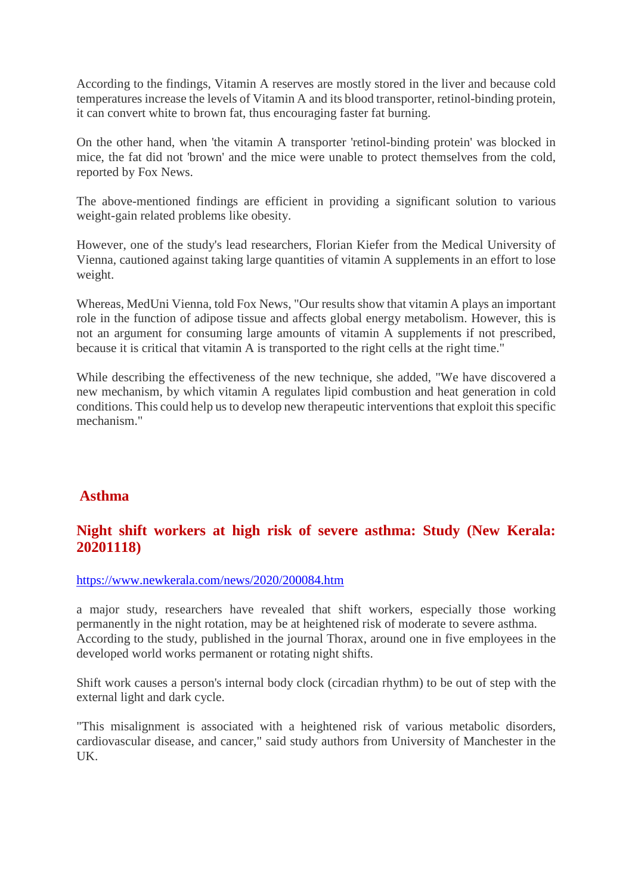According to the findings, Vitamin A reserves are mostly stored in the liver and because cold temperatures increase the levels of Vitamin A and its blood transporter, retinol-binding protein, it can convert white to brown fat, thus encouraging faster fat burning.

On the other hand, when 'the vitamin A transporter 'retinol-binding protein' was blocked in mice, the fat did not 'brown' and the mice were unable to protect themselves from the cold, reported by Fox News.

The above-mentioned findings are efficient in providing a significant solution to various weight-gain related problems like obesity.

However, one of the study's lead researchers, Florian Kiefer from the Medical University of Vienna, cautioned against taking large quantities of vitamin A supplements in an effort to lose weight.

Whereas, MedUni Vienna, told Fox News, "Our results show that vitamin A plays an important role in the function of adipose tissue and affects global energy metabolism. However, this is not an argument for consuming large amounts of vitamin A supplements if not prescribed, because it is critical that vitamin A is transported to the right cells at the right time."

While describing the effectiveness of the new technique, she added, "We have discovered a new mechanism, by which vitamin A regulates lipid combustion and heat generation in cold conditions. This could help us to develop new therapeutic interventions that exploit this specific mechanism."

## Asthma

## Night shift workers at high risk of severe asthma: Study (New Kerala: 20201118)

https://www.newkerala.com/news/2020/200084.htm

a major study, researchers have revealed that shift workers, especially those working permanently in the night rotation, may be at heightened risk of moderate to severe asthma. According to the study, published in the journal Thorax, around one in five employees in the developed world works permanent or rotating night shifts.

Shift work causes a person's internal body clock (circadian rhythm) to be out of step with the external light and dark cycle.

"This misalignment is associated with a heightened risk of various metabolic disorders, cardiovascular disease, and cancer," said study authors from University of Manchester in the UK.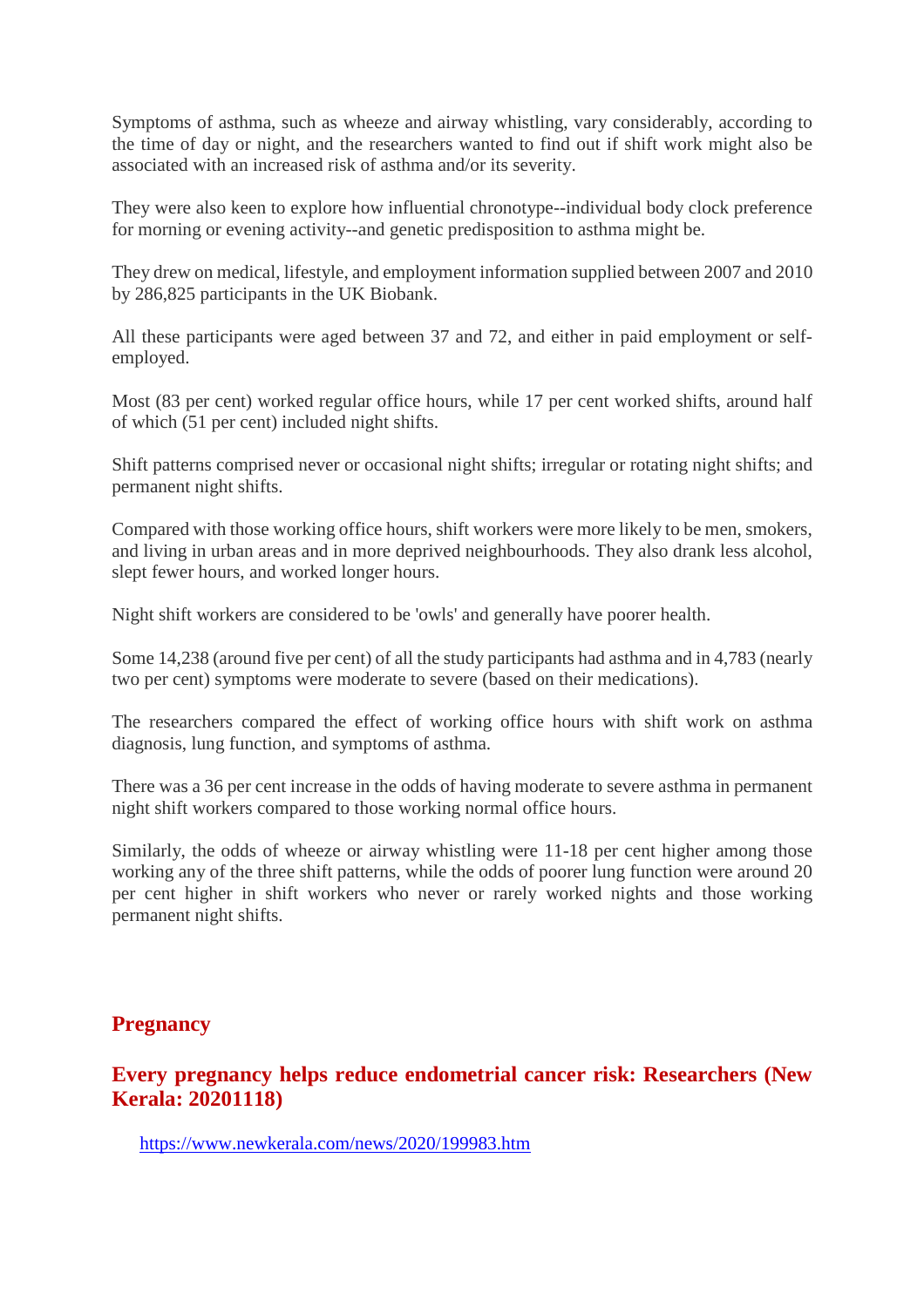Symptoms of asthma, such as wheeze and airway whistling, vary considerably, according to the time of day or night, and the researchers wanted to find out if shift work might also be associated with an increased risk of asthma and/or its severity.

They were also keen to explore how influential chronotype--individual body clock preference for morning or evening activity--and genetic predisposition to asthma might be.

They drew on medical, lifestyle, and employment information supplied between 2007 and 2010 by 286,825 participants in the UK Biobank.

All these participants were aged between 37 and 72, and either in paid employment or self-employed.

Most (83 per cent) worked regular office hours, while 17 per cent worked shifts, around half of which (51 per cent) included night shifts.

Shift patterns comprised never or occasional night shifts; irregular or rotating night shifts; and permanent night shifts.

Compared with those working office hours, shift workers were more likely to be men, smokers, and living in urban areas and in more deprived neighbourhoods. They also drank less alcohol, slept fewer hours, and worked longer hours.

Night shift workers are considered to be 'owls' and generally have poorer health.

Some 14,238 (around five per cent) of all the study participants had asthma and in 4,783 (nearly two per cent) symptoms were moderate to severe (based on their medications).

The researchers compared the effect of working office hours with shift work on asthma diagnosis, lung function, and symptoms of asthma.

There was a 36 per cent increase in the odds of having moderate to severe asthma in permanent night shift workers compared to those working normal office hours.

Similarly, the odds of wheeze or airway whistling were 11-18 per cent higher among those working any of the three shift patterns, while the odds of poorer lung function were around 20 per cent higher in shift workers who never or rarely worked nights and those working permanent night shifts.

## Pregnancy

## Every pregnancy helps reduce endometrial cancer risk: Researchers (New Kerala: 20201118)

https://www.newkerala.com/news/2020/199983.htm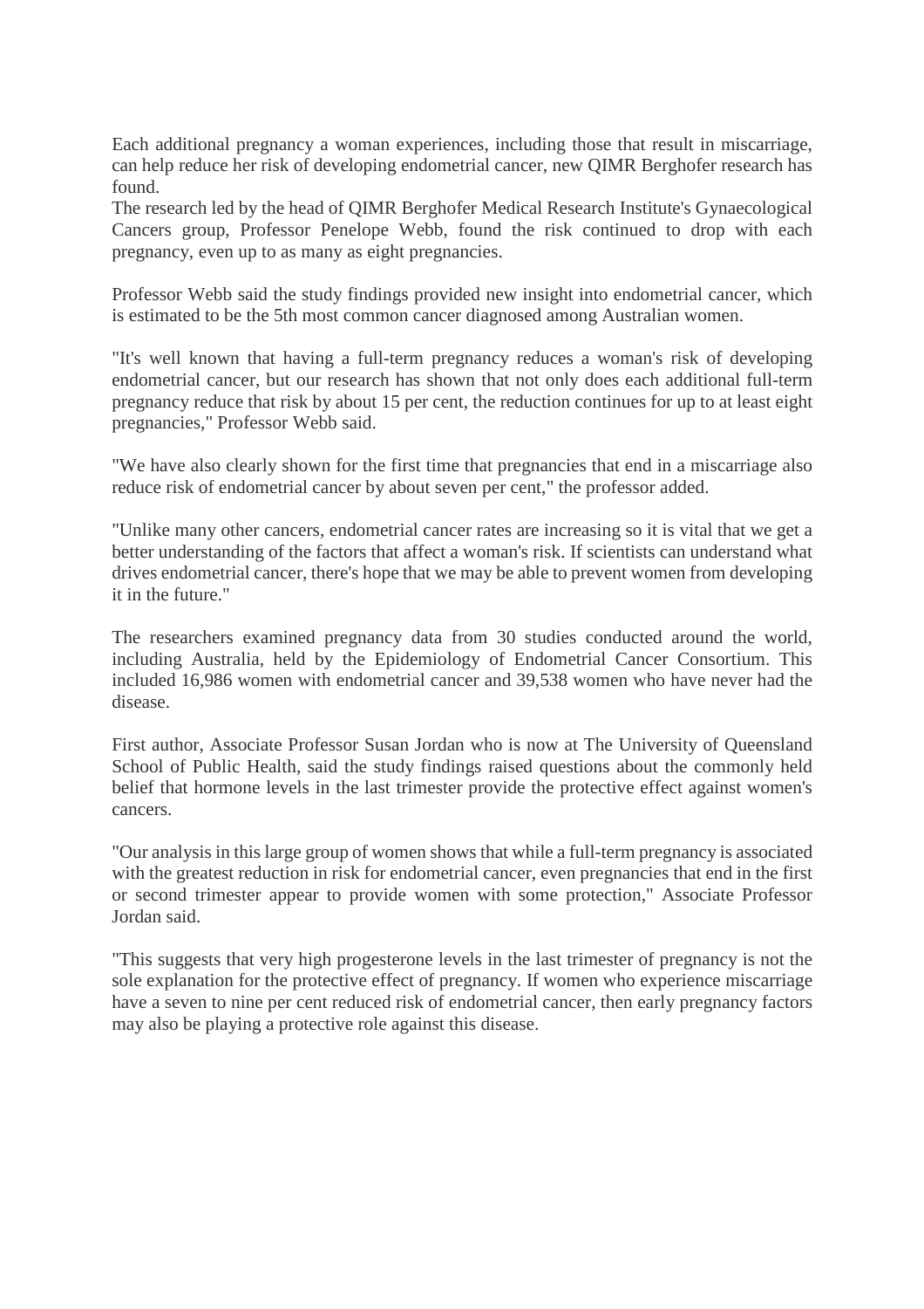Each additional pregnancy a woman experiences, including those that result in miscarriage, can help reduce her risk of developing endometrial cancer, new QIMR Berghofer research has found.
The research led by the head of QIMR Berghofer Medical Research Institute's Gynaecological Cancers group, Professor Penelope Webb, found the risk continued to drop with each pregnancy, even up to as many as eight pregnancies.

Professor Webb said the study findings provided new insight into endometrial cancer, which is estimated to be the 5th most common cancer diagnosed among Australian women.

"It's well known that having a full-term pregnancy reduces a woman's risk of developing endometrial cancer, but our research has shown that not only does each additional full-term pregnancy reduce that risk by about 15 per cent, the reduction continues for up to at least eight pregnancies," Professor Webb said.

"We have also clearly shown for the first time that pregnancies that end in a miscarriage also reduce risk of endometrial cancer by about seven per cent," the professor added.

"Unlike many other cancers, endometrial cancer rates are increasing so it is vital that we get a better understanding of the factors that affect a woman's risk. If scientists can understand what drives endometrial cancer, there's hope that we may be able to prevent women from developing it in the future."

The researchers examined pregnancy data from 30 studies conducted around the world, including Australia, held by the Epidemiology of Endometrial Cancer Consortium. This included 16,986 women with endometrial cancer and 39,538 women who have never had the disease.

First author, Associate Professor Susan Jordan who is now at The University of Queensland School of Public Health, said the study findings raised questions about the commonly held belief that hormone levels in the last trimester provide the protective effect against women's cancers.

"Our analysis in this large group of women shows that while a full-term pregnancy is associated with the greatest reduction in risk for endometrial cancer, even pregnancies that end in the first or second trimester appear to provide women with some protection," Associate Professor Jordan said.

"This suggests that very high progesterone levels in the last trimester of pregnancy is not the sole explanation for the protective effect of pregnancy. If women who experience miscarriage have a seven to nine per cent reduced risk of endometrial cancer, then early pregnancy factors may also be playing a protective role against this disease.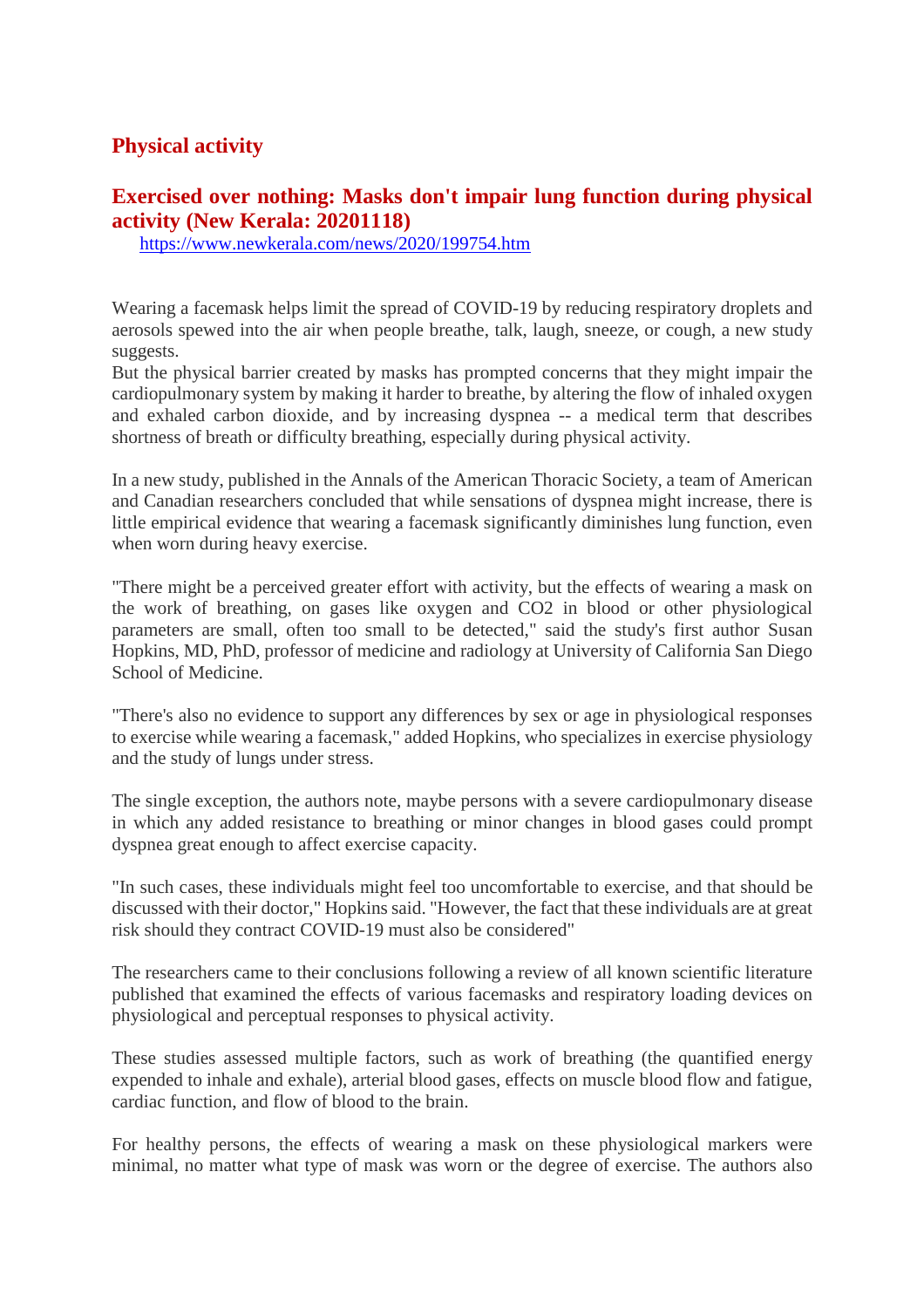## Physical activity

### Exercised over nothing: Masks don't impair lung function during physical activity (New Kerala: 20201118)

https://www.newkerala.com/news/2020/199754.htm

Wearing a facemask helps limit the spread of COVID-19 by reducing respiratory droplets and aerosols spewed into the air when people breathe, talk, laugh, sneeze, or cough, a new study suggests.
But the physical barrier created by masks has prompted concerns that they might impair the cardiopulmonary system by making it harder to breathe, by altering the flow of inhaled oxygen and exhaled carbon dioxide, and by increasing dyspnea -- a medical term that describes shortness of breath or difficulty breathing, especially during physical activity.

In a new study, published in the Annals of the American Thoracic Society, a team of American and Canadian researchers concluded that while sensations of dyspnea might increase, there is little empirical evidence that wearing a facemask significantly diminishes lung function, even when worn during heavy exercise.

"There might be a perceived greater effort with activity, but the effects of wearing a mask on the work of breathing, on gases like oxygen and CO2 in blood or other physiological parameters are small, often too small to be detected," said the study's first author Susan Hopkins, MD, PhD, professor of medicine and radiology at University of California San Diego School of Medicine.

"There's also no evidence to support any differences by sex or age in physiological responses to exercise while wearing a facemask," added Hopkins, who specializes in exercise physiology and the study of lungs under stress.

The single exception, the authors note, maybe persons with a severe cardiopulmonary disease in which any added resistance to breathing or minor changes in blood gases could prompt dyspnea great enough to affect exercise capacity.

"In such cases, these individuals might feel too uncomfortable to exercise, and that should be discussed with their doctor," Hopkins said. "However, the fact that these individuals are at great risk should they contract COVID-19 must also be considered"

The researchers came to their conclusions following a review of all known scientific literature published that examined the effects of various facemasks and respiratory loading devices on physiological and perceptual responses to physical activity.

These studies assessed multiple factors, such as work of breathing (the quantified energy expended to inhale and exhale), arterial blood gases, effects on muscle blood flow and fatigue, cardiac function, and flow of blood to the brain.

For healthy persons, the effects of wearing a mask on these physiological markers were minimal, no matter what type of mask was worn or the degree of exercise. The authors also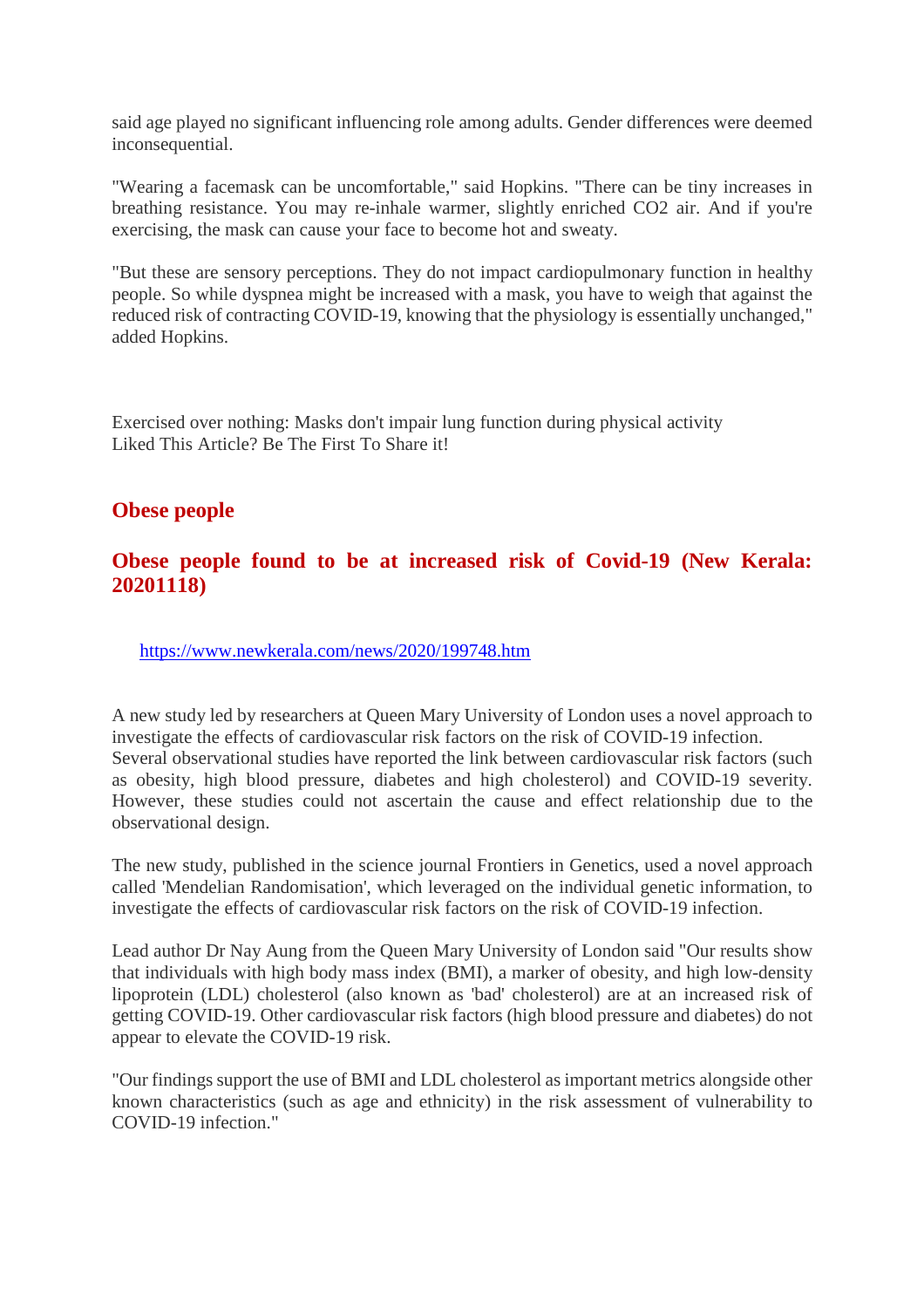said age played no significant influencing role among adults. Gender differences were deemed inconsequential.

"Wearing a facemask can be uncomfortable," said Hopkins. "There can be tiny increases in breathing resistance. You may re-inhale warmer, slightly enriched CO2 air. And if you're exercising, the mask can cause your face to become hot and sweaty.

"But these are sensory perceptions. They do not impact cardiopulmonary function in healthy people. So while dyspnea might be increased with a mask, you have to weigh that against the reduced risk of contracting COVID-19, knowing that the physiology is essentially unchanged," added Hopkins.

Exercised over nothing: Masks don't impair lung function during physical activity
Liked This Article? Be The First To Share it!

## Obese people

## Obese people found to be at increased risk of Covid-19 (New Kerala: 20201118)

https://www.newkerala.com/news/2020/199748.htm

A new study led by researchers at Queen Mary University of London uses a novel approach to investigate the effects of cardiovascular risk factors on the risk of COVID-19 infection.
Several observational studies have reported the link between cardiovascular risk factors (such as obesity, high blood pressure, diabetes and high cholesterol) and COVID-19 severity. However, these studies could not ascertain the cause and effect relationship due to the observational design.

The new study, published in the science journal Frontiers in Genetics, used a novel approach called 'Mendelian Randomisation', which leveraged on the individual genetic information, to investigate the effects of cardiovascular risk factors on the risk of COVID-19 infection.

Lead author Dr Nay Aung from the Queen Mary University of London said "Our results show that individuals with high body mass index (BMI), a marker of obesity, and high low-density lipoprotein (LDL) cholesterol (also known as 'bad' cholesterol) are at an increased risk of getting COVID-19. Other cardiovascular risk factors (high blood pressure and diabetes) do not appear to elevate the COVID-19 risk.

"Our findings support the use of BMI and LDL cholesterol as important metrics alongside other known characteristics (such as age and ethnicity) in the risk assessment of vulnerability to COVID-19 infection."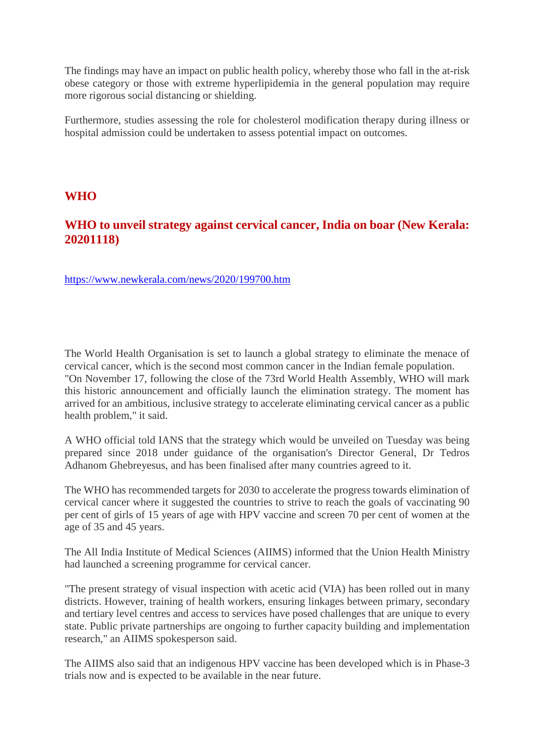The findings may have an impact on public health policy, whereby those who fall in the at-risk obese category or those with extreme hyperlipidemia in the general population may require more rigorous social distancing or shielding.

Furthermore, studies assessing the role for cholesterol modification therapy during illness or hospital admission could be undertaken to assess potential impact on outcomes.

## WHO

### WHO to unveil strategy against cervical cancer, India on boar (New Kerala: 20201118)

https://www.newkerala.com/news/2020/199700.htm

The World Health Organisation is set to launch a global strategy to eliminate the menace of cervical cancer, which is the second most common cancer in the Indian female population.
"On November 17, following the close of the 73rd World Health Assembly, WHO will mark this historic announcement and officially launch the elimination strategy. The moment has arrived for an ambitious, inclusive strategy to accelerate eliminating cervical cancer as a public health problem," it said.

A WHO official told IANS that the strategy which would be unveiled on Tuesday was being prepared since 2018 under guidance of the organisation's Director General, Dr Tedros Adhanom Ghebreyesus, and has been finalised after many countries agreed to it.

The WHO has recommended targets for 2030 to accelerate the progress towards elimination of cervical cancer where it suggested the countries to strive to reach the goals of vaccinating 90 per cent of girls of 15 years of age with HPV vaccine and screen 70 per cent of women at the age of 35 and 45 years.

The All India Institute of Medical Sciences (AIIMS) informed that the Union Health Ministry had launched a screening programme for cervical cancer.

"The present strategy of visual inspection with acetic acid (VIA) has been rolled out in many districts. However, training of health workers, ensuring linkages between primary, secondary and tertiary level centres and access to services have posed challenges that are unique to every state. Public private partnerships are ongoing to further capacity building and implementation research," an AIIMS spokesperson said.

The AIIMS also said that an indigenous HPV vaccine has been developed which is in Phase-3 trials now and is expected to be available in the near future.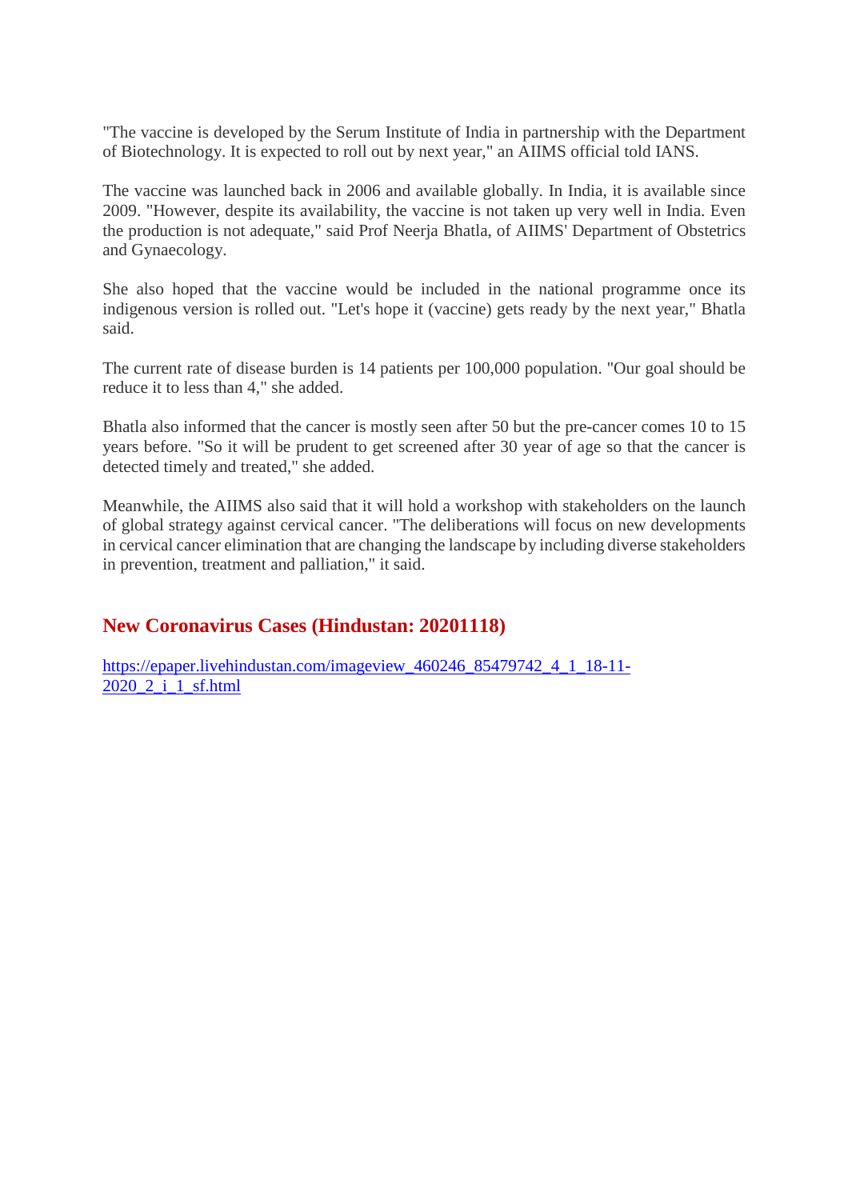"The vaccine is developed by the Serum Institute of India in partnership with the Department of Biotechnology. It is expected to roll out by next year," an AIIMS official told IANS.

The vaccine was launched back in 2006 and available globally. In India, it is available since 2009. "However, despite its availability, the vaccine is not taken up very well in India. Even the production is not adequate," said Prof Neerja Bhatla, of AIIMS' Department of Obstetrics and Gynaecology.

She also hoped that the vaccine would be included in the national programme once its indigenous version is rolled out. "Let's hope it (vaccine) gets ready by the next year," Bhatla said.

The current rate of disease burden is 14 patients per 100,000 population. "Our goal should be reduce it to less than 4," she added.

Bhatla also informed that the cancer is mostly seen after 50 but the pre-cancer comes 10 to 15 years before. "So it will be prudent to get screened after 30 year of age so that the cancer is detected timely and treated," she added.

Meanwhile, the AIIMS also said that it will hold a workshop with stakeholders on the launch of global strategy against cervical cancer. "The deliberations will focus on new developments in cervical cancer elimination that are changing the landscape by including diverse stakeholders in prevention, treatment and palliation," it said.

## New Coronavirus Cases (Hindustan: 20201118)

https://epaper.livehindustan.com/imageview_460246_85479742_4_1_18-11-2020_2_i_1_sf.html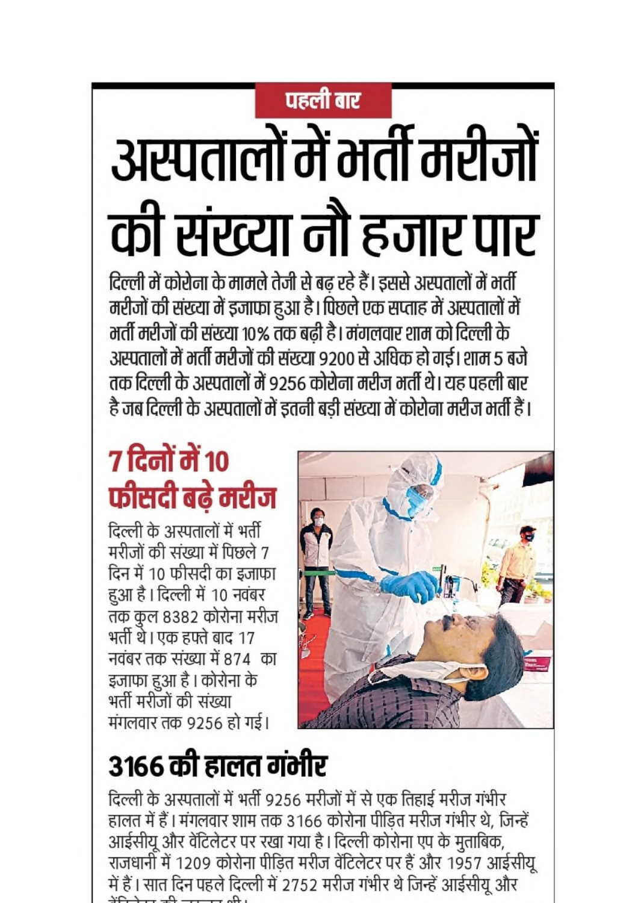पहली बार

# अस्पतालों में भर्ती मरीजों की संख्या नौ हजार पार

दिल्ली में कोरोना के मामले तेजी से बढ़ रहे हैं। इससे अस्पतालों में भर्ती मरीजों की संख्या में इजाफा हुआ है। पिछले एक सप्ताह में अस्पतालों में भर्ती मरीजों की संख्या 10% तक बढ़ी है। मंगलवार शाम को दिल्ली के अस्पतालों में भर्ती मरीजों की संख्या 9200 से अधिक हो गई। शाम 5 बजे तक दिल्ली के अस्पतालों में 9256 कोरोना मरीज भर्ती थे। यह पहली बार है जब दिल्ली के अस्पतालों में इतनी बड़ी संख्या में कोरोना मरीज भर्ती हैं।

## 7 दिनों में 10 फीसदी बढ़े मरीज

दिल्ली के अस्पतालों में भर्ती मरीजों की संख्या में पिछले 7 दिन में 10 फीसदी का इजाफा हुआ है। दिल्ली में 10 नवंबर तक कुल 8382 कोरोना मरीज भर्ती थे। एक हफ्ते बाद 17 नवंबर तक संख्या में 874 का इजाफा हुआ है। कोरोना के भर्ती मरीजों की संख्या मंगलवार तक 9256 हो गई।

## 3166 की हालत गंभीर

दिल्ली के अस्पतालों में भर्ती 9256 मरीजों में से एक तिहाई मरीज गंभीर हालत में हैं। मंगलवार शाम तक 3166 कोरोना पीड़ित मरीज गंभीर थे, जिन्हें आईसीयू और वेंटिलेटर पर रखा गया है। दिल्ली कोरोना एप के मुताबिक, राजधानी में 1209 कोरोना पीड़ित मरीज वेंटिलेटर पर हैं और 1957 आईसीयू में हैं। सात दिन पहले दिल्ली में 2752 मरीज गंभीर थे जिन्हें आईसीयू और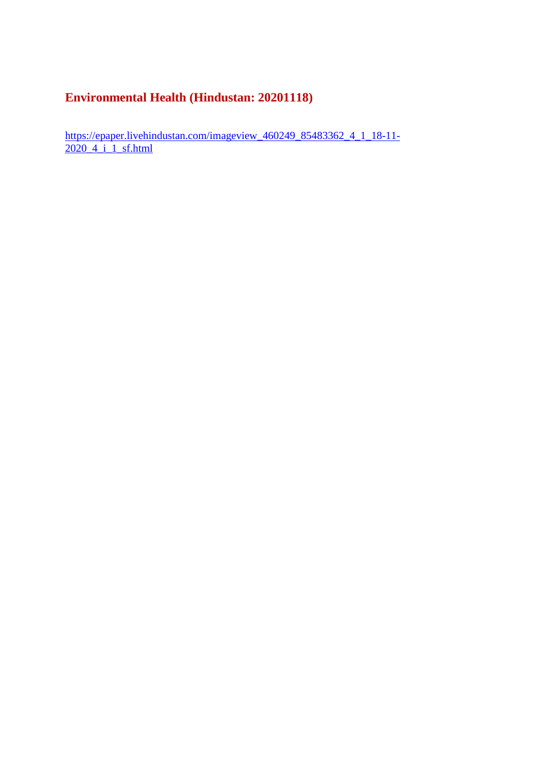## Environmental Health (Hindustan: 20201118)

https://epaper.livehindustan.com/imageview_460249_85483362_4_1_18-11-2020_4_i_1_sf.html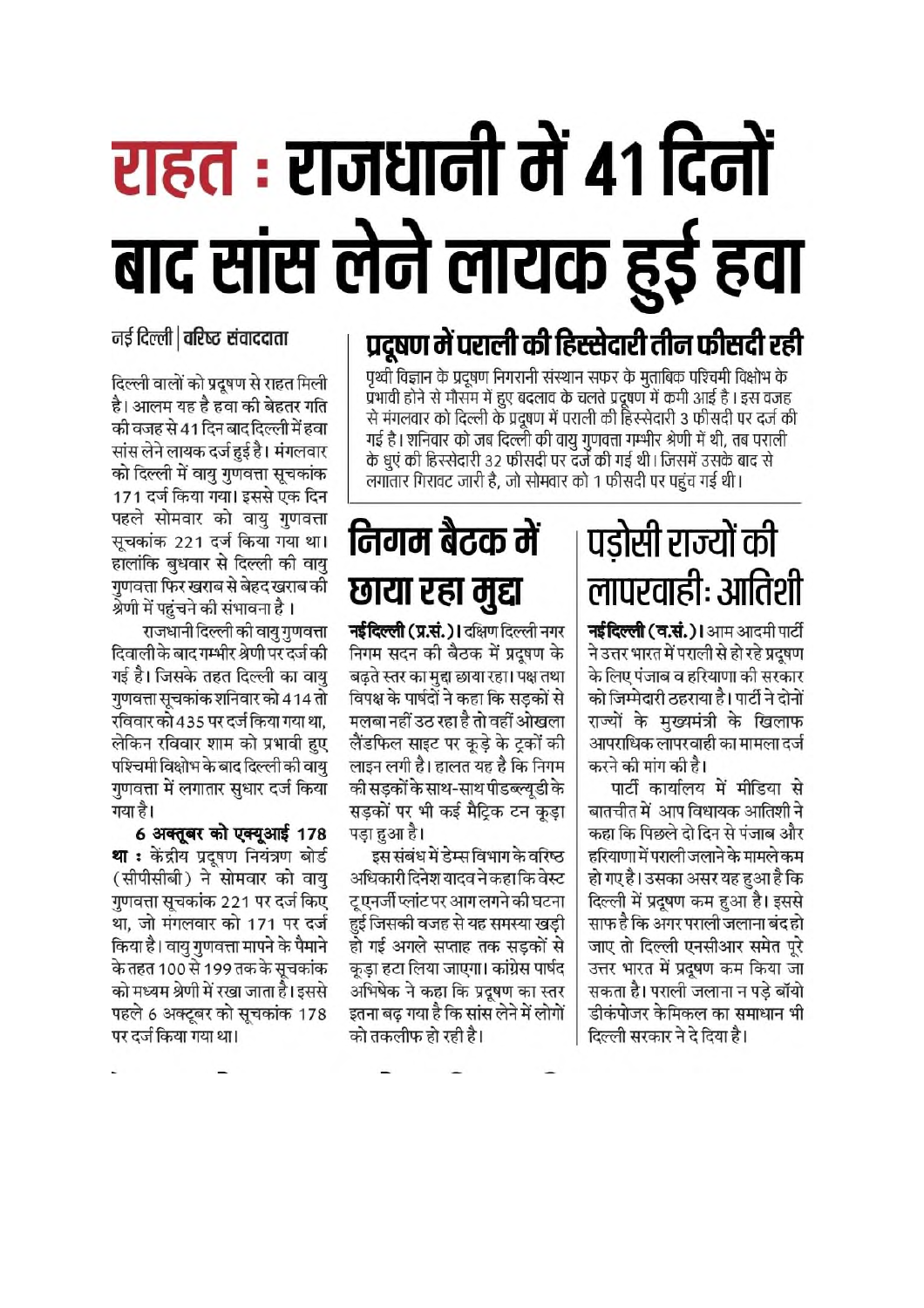# राहत : राजधानी में 41 दिनों बाद सांस लेने लायक हुई हवा

नई दिल्ली | वरिष्ठ संवाददाता

दिल्ली वालों को प्रदूषण से राहत मिली है। आलम यह है हवा की बेहतर गति की वजह से 41 दिन बाद दिल्ली में हवा सांस लेने लायक दर्ज हुई है। मंगलवार को दिल्ली में वायु गुणवत्ता सूचकांक 171 दर्ज किया गया। इससे एक दिन पहले सोमवार को वायु गुणवत्ता सूचकांक 221 दर्ज किया गया था। हालांकि बुधवार से दिल्ली की वायु गुणवत्ता फिर खराब से बेहद खराब की श्रेणी में पहुंचने की संभावना है।

राजधानी दिल्ली की वायु गुणवत्ता दिवाली के बाद गम्भीर श्रेणी पर दर्ज की गई है। जिसके तहत दिल्ली का वायु गुणवत्ता सूचकांक शनिवार को 414 तो रविवार को 435 पर दर्ज किया गया था, लेकिन रविवार शाम को प्रभावी हुए पश्चिमी विक्षोभ के बाद दिल्ली की वायु गुणवत्ता में लगातार सुधार दर्ज किया गया है।

**6 अक्तूबर को एक्यूआई 178 था :** केंद्रीय प्रदूषण नियंत्रण बोर्ड (सीपीसीबी) ने सोमवार को वायु गुणवत्ता सूचकांक 221 पर दर्ज किए था, जो मंगलवार को 171 पर दर्ज किया है। वायु गुणवत्ता मापने के पैमाने के तहत 100 से 199 तक के सूचकांक को मध्यम श्रेणी में रखा जाता है। इससे पहले 6 अक्टूबर को सूचकांक 178 पर दर्ज किया गया था।

## प्रदूषण में पराली की हिस्सेदारी तीन फीसदी रही

पृथ्वी विज्ञान के प्रदूषण निगरानी संस्थान सफर के मुताबिक पश्चिमी विक्षोभ के प्रभावी होने से मौसम में हुए बदलाव के चलते प्रदूषण में कमी आई है। इस वजह से मंगलवार को दिल्ली के प्रदूषण में पराली की हिस्सेदारी 3 फीसदी पर दर्ज की गई है। शनिवार को जब दिल्ली की वायु गुणवत्ता गम्भीर श्रेणी में थी, तब पराली के धुएं की हिस्सेदारी 32 फीसदी पर दर्ज की गई थी। जिसमें उसके बाद से लगातार गिरावट जारी है, जो सोमवार को 1 फीसदी पर पहुंच गई थी।

## निगम बैठक में छाया रहा मुद्दा

**नई दिल्ली (प्र.सं.)।** दक्षिण दिल्ली नगर निगम सदन की बैठक में प्रदूषण के बढ़ते स्तर का मुद्दा छाया रहा। पक्ष तथा विपक्ष के पार्षदों ने कहा कि सड़कों से मलबा नहीं उठ रहा है तो वहीं ओखला लैंडफिल साइट पर कूड़े के ट्रकों की लाइन लगी है। हालत यह है कि निगम की सड़कों के साथ-साथ पीडब्ल्यूडी के सड़कों पर भी कई मैट्रिक टन कूड़ा पड़ा हुआ है।

इस संबंध में डेम्स विभाग के वरिष्ठ अधिकारी दिनेश यादव ने कहा कि वेस्ट टू एनर्जी प्लांट पर आग लगने की घटना हुई जिसकी वजह से यह समस्या खड़ी हो गई अगले सप्ताह तक सड़कों से कूड़ा हटा लिया जाएगा। कांग्रेस पार्षद अभिषेक ने कहा कि प्रदूषण का स्तर इतना बढ़ गया है कि सांस लेने में लोगों को तकलीफ हो रही है।

## पड़ोसी राज्यों की लापरवाही: आतिशी

**नईदिल्ली (व.सं.)।** आम आदमी पार्टी ने उत्तर भारत में पराली से हो रहे प्रदूषण के लिए पंजाब व हरियाणा की सरकार को जिम्मेदारी ठहराया है। पार्टी ने दोनों राज्यों के मुख्यमंत्री के खिलाफ आपराधिक लापरवाही का मामला दर्ज करने की मांग की है।

पार्टी कार्यालय में मीडिया से बातचीत में आप विधायक आतिशी ने कहा कि पिछले दो दिन से पंजाब और हरियाणा में पराली जलाने के मामले कम हो गए है। उसका असर यह हुआ है कि दिल्ली में प्रदूषण कम हुआ है। इससे साफ है कि अगर पराली जलाना बंद हो जाए तो दिल्ली एनसीआर समेत पूरे उत्तर भारत में प्रदूषण कम किया जा सकता है। पराली जलाना न पड़े बॉयो डीकंपोजर केमिकल का समाधान भी दिल्ली सरकार ने दे दिया है।